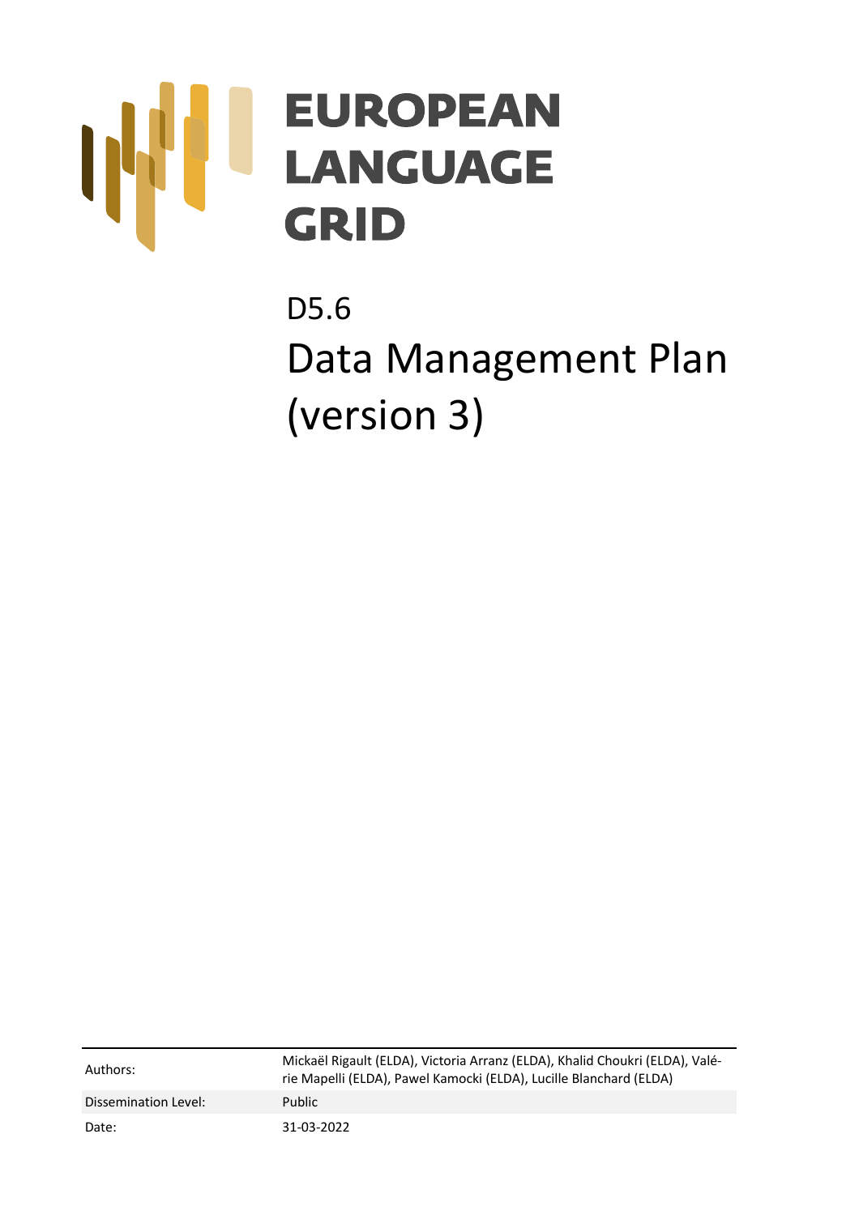# EUROPEAN LANGUAGE GRID

D5.6

# Data Management Plan (version 3)

| | |
|---|---|
| Authors: | Mickaël Rigault (ELDA), Victoria Arranz (ELDA), Khalid Choukri (ELDA), Valérie Mapelli (ELDA), Pawel Kamocki (ELDA), Lucille Blanchard (ELDA) |
| Dissemination Level: | Public |
| Date: | 31-03-2022 |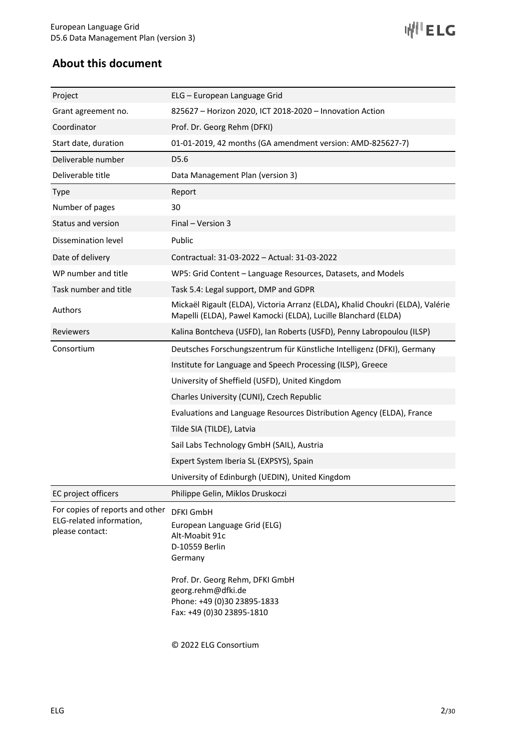## About this document

| | |
|---|---|
| Project | ELG – European Language Grid |
| Grant agreement no. | 825627 – Horizon 2020, ICT 2018-2020 – Innovation Action |
| Coordinator | Prof. Dr. Georg Rehm (DFKI) |
| Start date, duration | 01-01-2019, 42 months (GA amendment version: AMD-825627-7) |
| Deliverable number | D5.6 |
| Deliverable title | Data Management Plan (version 3) |
| Type | Report |
| Number of pages | 30 |
| Status and version | Final – Version 3 |
| Dissemination level | Public |
| Date of delivery | Contractual: 31-03-2022 – Actual: 31-03-2022 |
| WP number and title | WP5: Grid Content – Language Resources, Datasets, and Models |
| Task number and title | Task 5.4: Legal support, DMP and GDPR |
| Authors | Mickaël Rigault (ELDA), Victoria Arranz (ELDA), Khalid Choukri (ELDA), Valérie Mapelli (ELDA), Pawel Kamocki (ELDA), Lucille Blanchard (ELDA) |
| Reviewers | Kalina Bontcheva (USFD), Ian Roberts (USFD), Penny Labropoulou (ILSP) |
| Consortium | Deutsches Forschungszentrum für Künstliche Intelligenz (DFKI), Germany |
| | Institute for Language and Speech Processing (ILSP), Greece |
| | University of Sheffield (USFD), United Kingdom |
| | Charles University (CUNI), Czech Republic |
| | Evaluations and Language Resources Distribution Agency (ELDA), France |
| | Tilde SIA (TILDE), Latvia |
| | Sail Labs Technology GmbH (SAIL), Austria |
| | Expert System Iberia SL (EXPSYS), Spain |
| | University of Edinburgh (UEDIN), United Kingdom |
| EC project officers | Philippe Gelin, Miklos Druskoczi |
| For copies of reports and other ELG-related information, please contact: | DFKI GmbH<br>European Language Grid (ELG)<br>Alt-Moabit 91c<br>D-10559 Berlin<br>Germany<br><br>Prof. Dr. Georg Rehm, DFKI GmbH<br>georg.rehm@dfki.de<br>Phone: +49 (0)30 23895-1833<br>Fax: +49 (0)30 23895-1810<br><br>© 2022 ELG Consortium |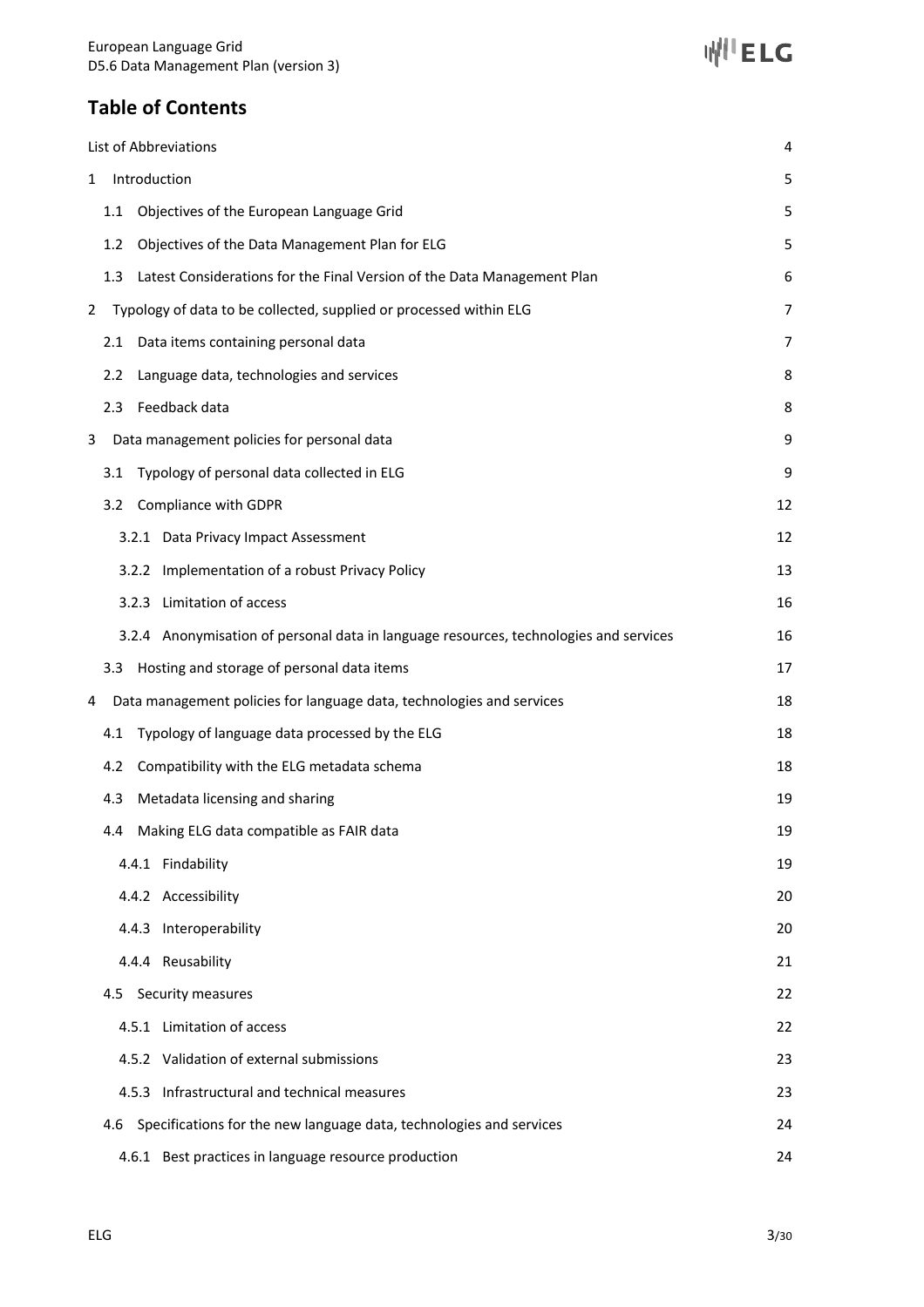# Table of Contents

List of Abbreviations 4

1 Introduction 5

- 1.1 Objectives of the European Language Grid 5
- 1.2 Objectives of the Data Management Plan for ELG 5
- 1.3 Latest Considerations for the Final Version of the Data Management Plan 6

2 Typology of data to be collected, supplied or processed within ELG 7

- 2.1 Data items containing personal data 7
- 2.2 Language data, technologies and services 8
- 2.3 Feedback data 8

3 Data management policies for personal data 9

- 3.1 Typology of personal data collected in ELG 9
- 3.2 Compliance with GDPR 12
  - 3.2.1 Data Privacy Impact Assessment 12
  - 3.2.2 Implementation of a robust Privacy Policy 13
  - 3.2.3 Limitation of access 16
  - 3.2.4 Anonymisation of personal data in language resources, technologies and services 16
- 3.3 Hosting and storage of personal data items 17

4 Data management policies for language data, technologies and services 18

- 4.1 Typology of language data processed by the ELG 18
- 4.2 Compatibility with the ELG metadata schema 18
- 4.3 Metadata licensing and sharing 19
- 4.4 Making ELG data compatible as FAIR data 19
  - 4.4.1 Findability 19
  - 4.4.2 Accessibility 20
  - 4.4.3 Interoperability 20
  - 4.4.4 Reusability 21
- 4.5 Security measures 22
  - 4.5.1 Limitation of access 22
  - 4.5.2 Validation of external submissions 23
  - 4.5.3 Infrastructural and technical measures 23
- 4.6 Specifications for the new language data, technologies and services 24
  - 4.6.1 Best practices in language resource production 24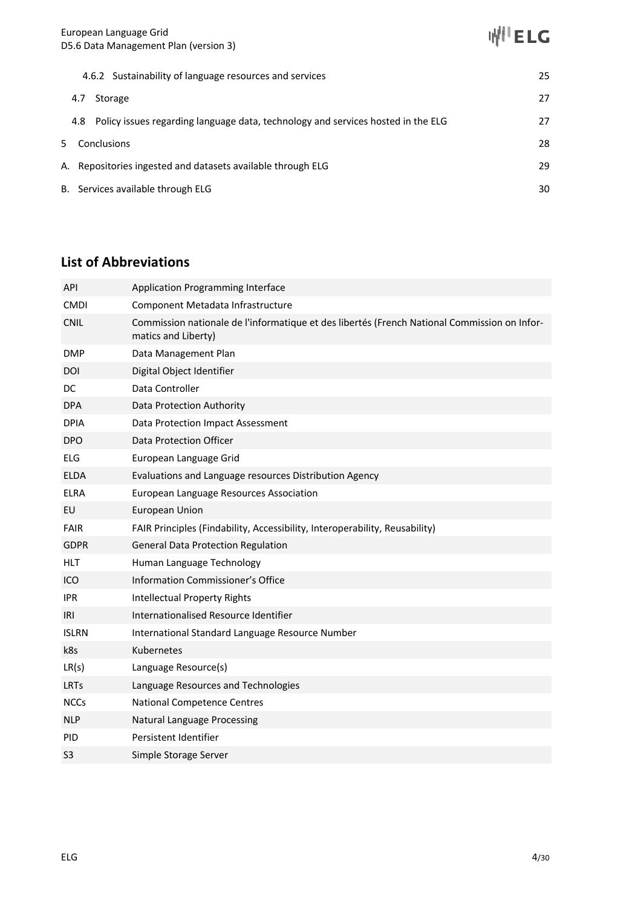4.6.2 Sustainability of language resources and services 25

4.7 Storage 27

4.8 Policy issues regarding language data, technology and services hosted in the ELG 27

5 Conclusions 28

A. Repositories ingested and datasets available through ELG 29

B. Services available through ELG 30

## List of Abbreviations

| | |
|---|---|
| API | Application Programming Interface |
| CMDI | Component Metadata Infrastructure |
| CNIL | Commission nationale de l'informatique et des libertés (French National Commission on Informatics and Liberty) |
| DMP | Data Management Plan |
| DOI | Digital Object Identifier |
| DC | Data Controller |
| DPA | Data Protection Authority |
| DPIA | Data Protection Impact Assessment |
| DPO | Data Protection Officer |
| ELG | European Language Grid |
| ELDA | Evaluations and Language resources Distribution Agency |
| ELRA | European Language Resources Association |
| EU | European Union |
| FAIR | FAIR Principles (Findability, Accessibility, Interoperability, Reusability) |
| GDPR | General Data Protection Regulation |
| HLT | Human Language Technology |
| ICO | Information Commissioner's Office |
| IPR | Intellectual Property Rights |
| IRI | Internationalised Resource Identifier |
| ISLRN | International Standard Language Resource Number |
| k8s | Kubernetes |
| LR(s) | Language Resource(s) |
| LRTs | Language Resources and Technologies |
| NCCs | National Competence Centres |
| NLP | Natural Language Processing |
| PID | Persistent Identifier |
| S3 | Simple Storage Server |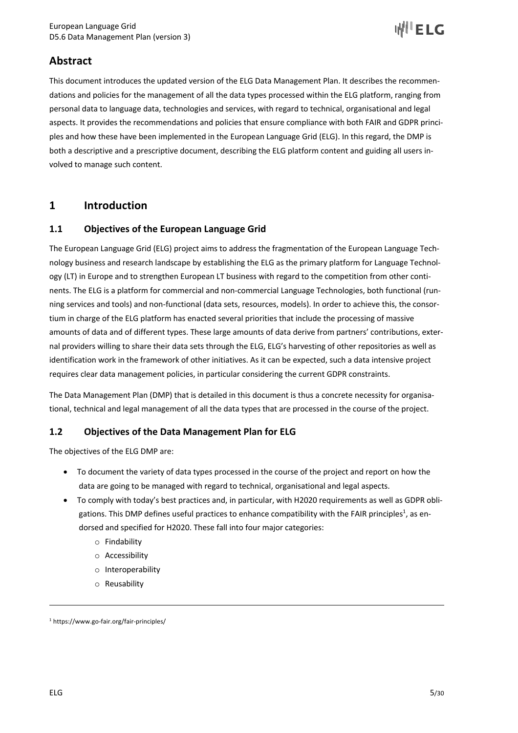## Abstract

This document introduces the updated version of the ELG Data Management Plan. It describes the recommendations and policies for the management of all the data types processed within the ELG platform, ranging from personal data to language data, technologies and services, with regard to technical, organisational and legal aspects. It provides the recommendations and policies that ensure compliance with both FAIR and GDPR principles and how these have been implemented in the European Language Grid (ELG). In this regard, the DMP is both a descriptive and a prescriptive document, describing the ELG platform content and guiding all users involved to manage such content.

# 1 Introduction

## 1.1 Objectives of the European Language Grid

The European Language Grid (ELG) project aims to address the fragmentation of the European Language Technology business and research landscape by establishing the ELG as the primary platform for Language Technology (LT) in Europe and to strengthen European LT business with regard to the competition from other continents. The ELG is a platform for commercial and non-commercial Language Technologies, both functional (running services and tools) and non-functional (data sets, resources, models). In order to achieve this, the consortium in charge of the ELG platform has enacted several priorities that include the processing of massive amounts of data and of different types. These large amounts of data derive from partners' contributions, external providers willing to share their data sets through the ELG, ELG's harvesting of other repositories as well as identification work in the framework of other initiatives. As it can be expected, such a data intensive project requires clear data management policies, in particular considering the current GDPR constraints.

The Data Management Plan (DMP) that is detailed in this document is thus a concrete necessity for organisational, technical and legal management of all the data types that are processed in the course of the project.

## 1.2 Objectives of the Data Management Plan for ELG

The objectives of the ELG DMP are:

- To document the variety of data types processed in the course of the project and report on how the data are going to be managed with regard to technical, organisational and legal aspects.
- To comply with today's best practices and, in particular, with H2020 requirements as well as GDPR obligations. This DMP defines useful practices to enhance compatibility with the FAIR principles[1], as endorsed and specified for H2020. These fall into four major categories:
  - Findability
  - Accessibility
  - Interoperability
  - Reusability

[1] https://www.go-fair.org/fair-principles/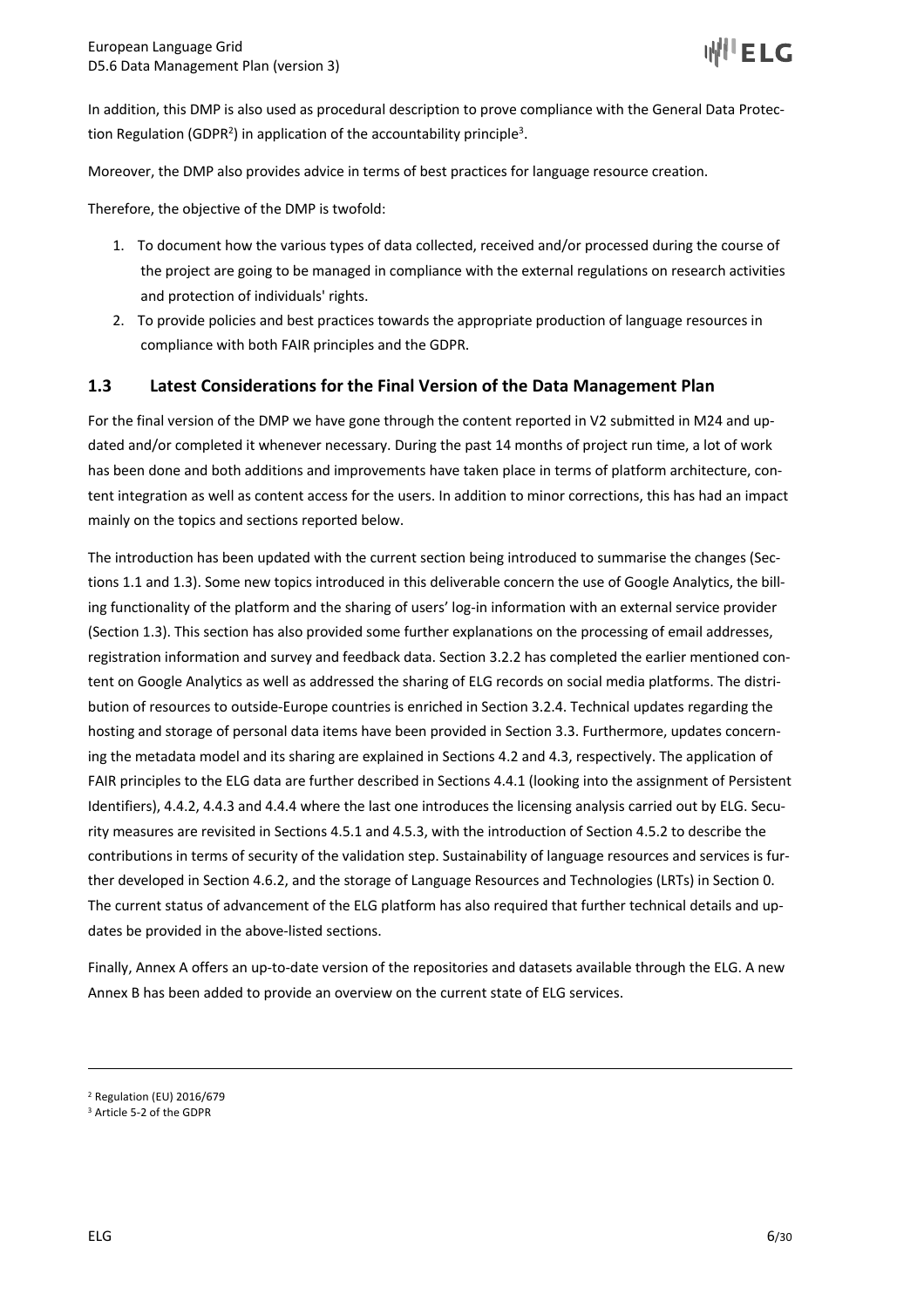In addition, this DMP is also used as procedural description to prove compliance with the General Data Protection Regulation (GDPR[2]) in application of the accountability principle[3].

Moreover, the DMP also provides advice in terms of best practices for language resource creation.

Therefore, the objective of the DMP is twofold:

1. To document how the various types of data collected, received and/or processed during the course of the project are going to be managed in compliance with the external regulations on research activities and protection of individuals' rights.
2. To provide policies and best practices towards the appropriate production of language resources in compliance with both FAIR principles and the GDPR.

## 1.3 Latest Considerations for the Final Version of the Data Management Plan

For the final version of the DMP we have gone through the content reported in V2 submitted in M24 and updated and/or completed it whenever necessary. During the past 14 months of project run time, a lot of work has been done and both additions and improvements have taken place in terms of platform architecture, content integration as well as content access for the users. In addition to minor corrections, this has had an impact mainly on the topics and sections reported below.

The introduction has been updated with the current section being introduced to summarise the changes (Sections 1.1 and 1.3). Some new topics introduced in this deliverable concern the use of Google Analytics, the billing functionality of the platform and the sharing of users' log-in information with an external service provider (Section 1.3). This section has also provided some further explanations on the processing of email addresses, registration information and survey and feedback data. Section 3.2.2 has completed the earlier mentioned content on Google Analytics as well as addressed the sharing of ELG records on social media platforms. The distribution of resources to outside-Europe countries is enriched in Section 3.2.4. Technical updates regarding the hosting and storage of personal data items have been provided in Section 3.3. Furthermore, updates concerning the metadata model and its sharing are explained in Sections 4.2 and 4.3, respectively. The application of FAIR principles to the ELG data are further described in Sections 4.4.1 (looking into the assignment of Persistent Identifiers), 4.4.2, 4.4.3 and 4.4.4 where the last one introduces the licensing analysis carried out by ELG. Security measures are revisited in Sections 4.5.1 and 4.5.3, with the introduction of Section 4.5.2 to describe the contributions in terms of security of the validation step. Sustainability of language resources and services is further developed in Section 4.6.2, and the storage of Language Resources and Technologies (LRTs) in Section 0. The current status of advancement of the ELG platform has also required that further technical details and updates be provided in the above-listed sections.

Finally, Annex A offers an up-to-date version of the repositories and datasets available through the ELG. A new Annex B has been added to provide an overview on the current state of ELG services.

---

[2] Regulation (EU) 2016/679

[3] Article 5-2 of the GDPR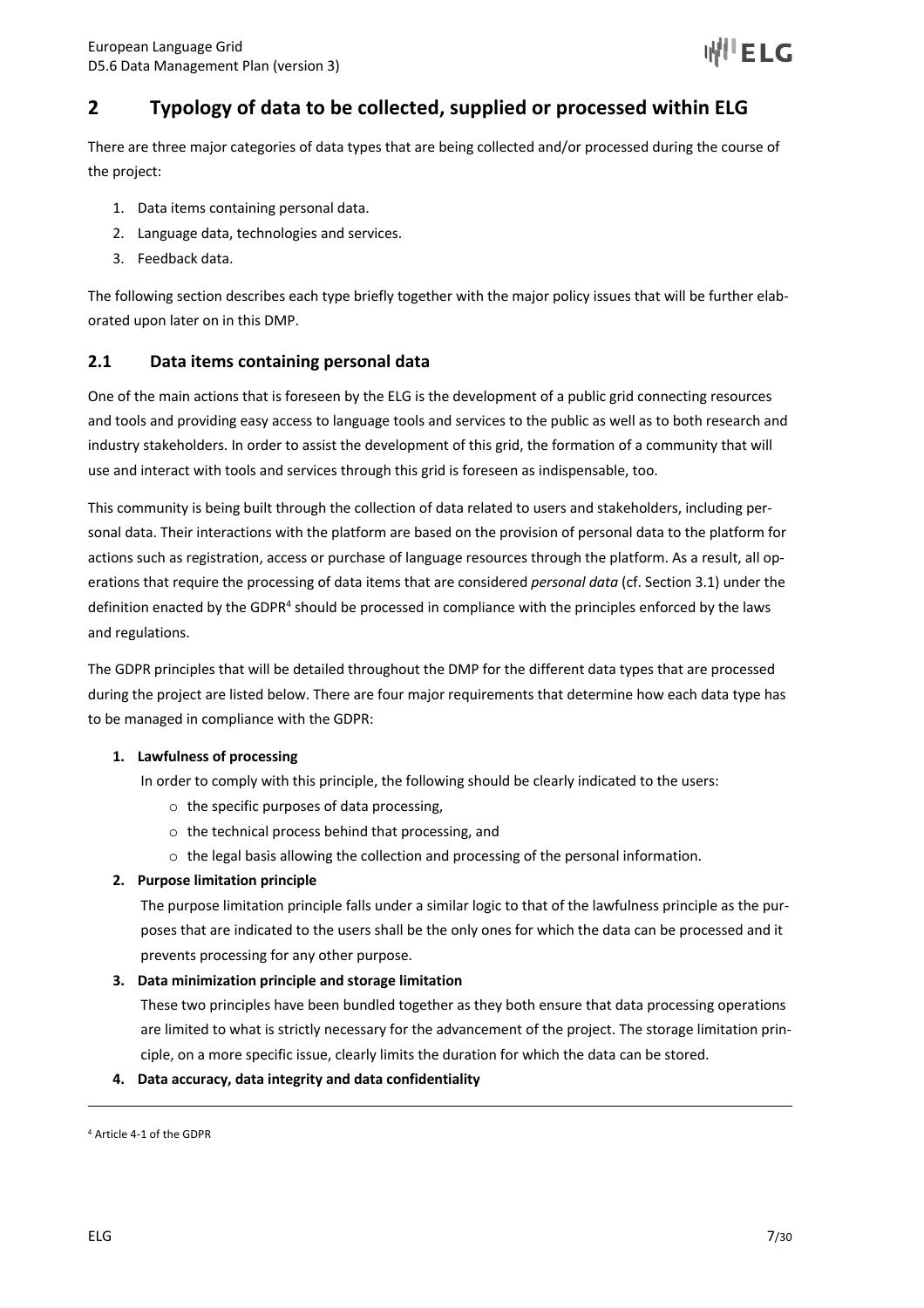## 2 Typology of data to be collected, supplied or processed within ELG

There are three major categories of data types that are being collected and/or processed during the course of the project:

1. Data items containing personal data.
2. Language data, technologies and services.
3. Feedback data.

The following section describes each type briefly together with the major policy issues that will be further elaborated upon later on in this DMP.

### 2.1 Data items containing personal data

One of the main actions that is foreseen by the ELG is the development of a public grid connecting resources and tools and providing easy access to language tools and services to the public as well as to both research and industry stakeholders. In order to assist the development of this grid, the formation of a community that will use and interact with tools and services through this grid is foreseen as indispensable, too.

This community is being built through the collection of data related to users and stakeholders, including personal data. Their interactions with the platform are based on the provision of personal data to the platform for actions such as registration, access or purchase of language resources through the platform. As a result, all operations that require the processing of data items that are considered *personal data* (cf. Section 3.1) under the definition enacted by the GDPR[4] should be processed in compliance with the principles enforced by the laws and regulations.

The GDPR principles that will be detailed throughout the DMP for the different data types that are processed during the project are listed below. There are four major requirements that determine how each data type has to be managed in compliance with the GDPR:

1. **Lawfulness of processing**
   In order to comply with this principle, the following should be clearly indicated to the users:
   - the specific purposes of data processing,
   - the technical process behind that processing, and
   - the legal basis allowing the collection and processing of the personal information.
2. **Purpose limitation principle**
   The purpose limitation principle falls under a similar logic to that of the lawfulness principle as the purposes that are indicated to the users shall be the only ones for which the data can be processed and it prevents processing for any other purpose.
3. **Data minimization principle and storage limitation**
   These two principles have been bundled together as they both ensure that data processing operations are limited to what is strictly necessary for the advancement of the project. The storage limitation principle, on a more specific issue, clearly limits the duration for which the data can be stored.
4. **Data accuracy, data integrity and data confidentiality**

[4] Article 4-1 of the GDPR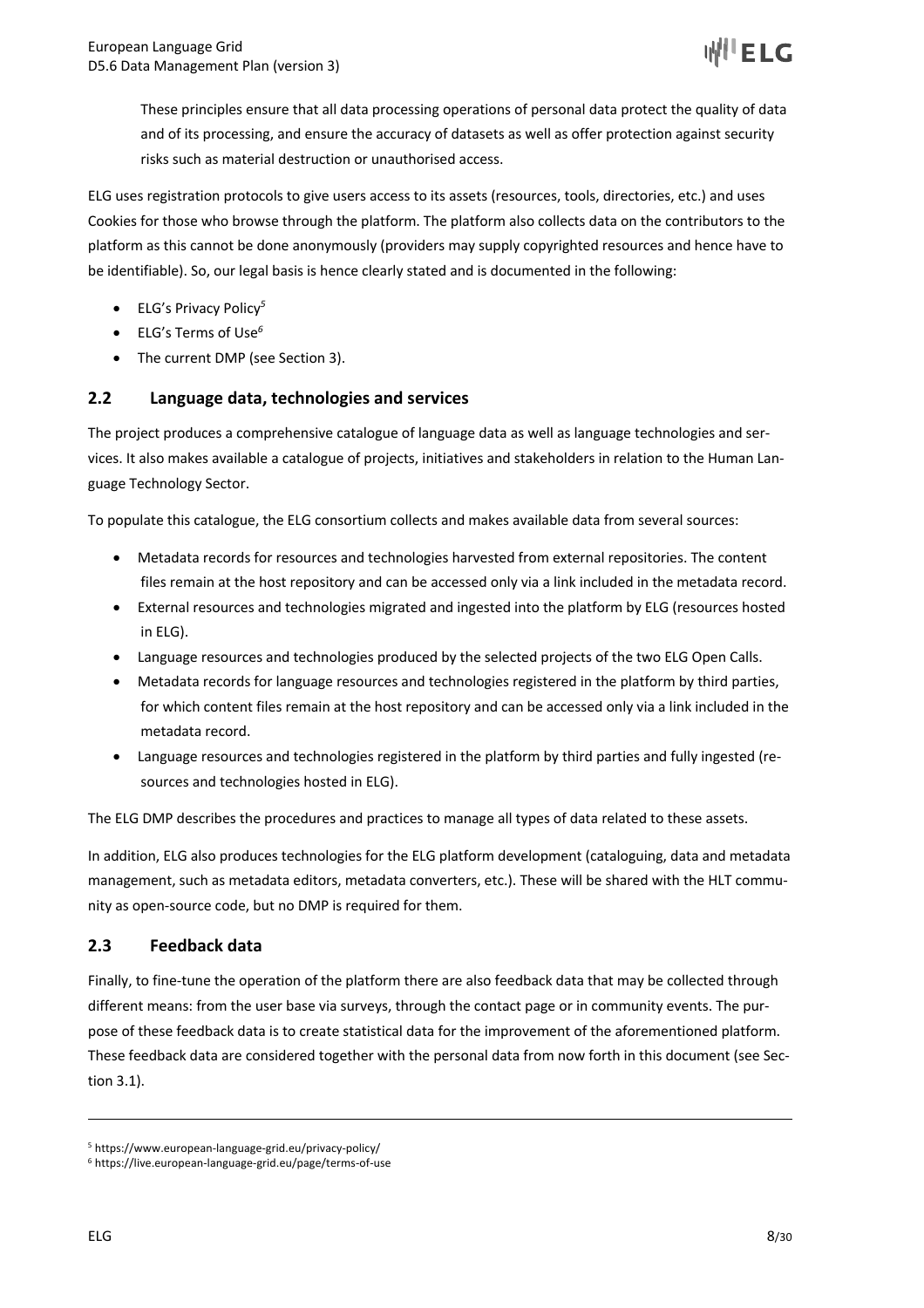These principles ensure that all data processing operations of personal data protect the quality of data and of its processing, and ensure the accuracy of datasets as well as offer protection against security risks such as material destruction or unauthorised access.

ELG uses registration protocols to give users access to its assets (resources, tools, directories, etc.) and uses Cookies for those who browse through the platform. The platform also collects data on the contributors to the platform as this cannot be done anonymously (providers may supply copyrighted resources and hence have to be identifiable). So, our legal basis is hence clearly stated and is documented in the following:

- ELG's Privacy Policy[5]
- ELG's Terms of Use[6]
- The current DMP (see Section 3).

## 2.2 Language data, technologies and services

The project produces a comprehensive catalogue of language data as well as language technologies and services. It also makes available a catalogue of projects, initiatives and stakeholders in relation to the Human Language Technology Sector.

To populate this catalogue, the ELG consortium collects and makes available data from several sources:

- Metadata records for resources and technologies harvested from external repositories. The content files remain at the host repository and can be accessed only via a link included in the metadata record.
- External resources and technologies migrated and ingested into the platform by ELG (resources hosted in ELG).
- Language resources and technologies produced by the selected projects of the two ELG Open Calls.
- Metadata records for language resources and technologies registered in the platform by third parties, for which content files remain at the host repository and can be accessed only via a link included in the metadata record.
- Language resources and technologies registered in the platform by third parties and fully ingested (resources and technologies hosted in ELG).

The ELG DMP describes the procedures and practices to manage all types of data related to these assets.

In addition, ELG also produces technologies for the ELG platform development (cataloguing, data and metadata management, such as metadata editors, metadata converters, etc.). These will be shared with the HLT community as open-source code, but no DMP is required for them.

## 2.3 Feedback data

Finally, to fine-tune the operation of the platform there are also feedback data that may be collected through different means: from the user base via surveys, through the contact page or in community events. The purpose of these feedback data is to create statistical data for the improvement of the aforementioned platform. These feedback data are considered together with the personal data from now forth in this document (see Section 3.1).

---

[5] https://www.european-language-grid.eu/privacy-policy/

[6] https://live.european-language-grid.eu/page/terms-of-use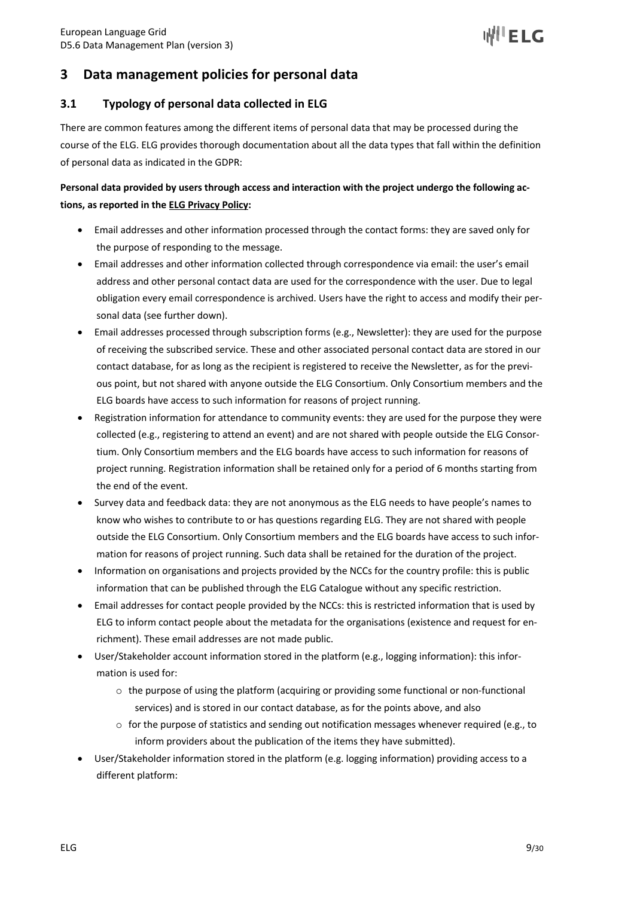# 3 Data management policies for personal data

## 3.1 Typology of personal data collected in ELG

There are common features among the different items of personal data that may be processed during the course of the ELG. ELG provides thorough documentation about all the data types that fall within the definition of personal data as indicated in the GDPR:

**Personal data provided by users through access and interaction with the project undergo the following actions, as reported in the ELG Privacy Policy:**

- Email addresses and other information processed through the contact forms: they are saved only for the purpose of responding to the message.
- Email addresses and other information collected through correspondence via email: the user's email address and other personal contact data are used for the correspondence with the user. Due to legal obligation every email correspondence is archived. Users have the right to access and modify their personal data (see further down).
- Email addresses processed through subscription forms (e.g., Newsletter): they are used for the purpose of receiving the subscribed service. These and other associated personal contact data are stored in our contact database, for as long as the recipient is registered to receive the Newsletter, as for the previous point, but not shared with anyone outside the ELG Consortium. Only Consortium members and the ELG boards have access to such information for reasons of project running.
- Registration information for attendance to community events: they are used for the purpose they were collected (e.g., registering to attend an event) and are not shared with people outside the ELG Consortium. Only Consortium members and the ELG boards have access to such information for reasons of project running. Registration information shall be retained only for a period of 6 months starting from the end of the event.
- Survey data and feedback data: they are not anonymous as the ELG needs to have people's names to know who wishes to contribute to or has questions regarding ELG. They are not shared with people outside the ELG Consortium. Only Consortium members and the ELG boards have access to such information for reasons of project running. Such data shall be retained for the duration of the project.
- Information on organisations and projects provided by the NCCs for the country profile: this is public information that can be published through the ELG Catalogue without any specific restriction.
- Email addresses for contact people provided by the NCCs: this is restricted information that is used by ELG to inform contact people about the metadata for the organisations (existence and request for enrichment). These email addresses are not made public.
- User/Stakeholder account information stored in the platform (e.g., logging information): this information is used for:
  - the purpose of using the platform (acquiring or providing some functional or non-functional services) and is stored in our contact database, as for the points above, and also
  - for the purpose of statistics and sending out notification messages whenever required (e.g., to inform providers about the publication of the items they have submitted).
- User/Stakeholder information stored in the platform (e.g. logging information) providing access to a different platform: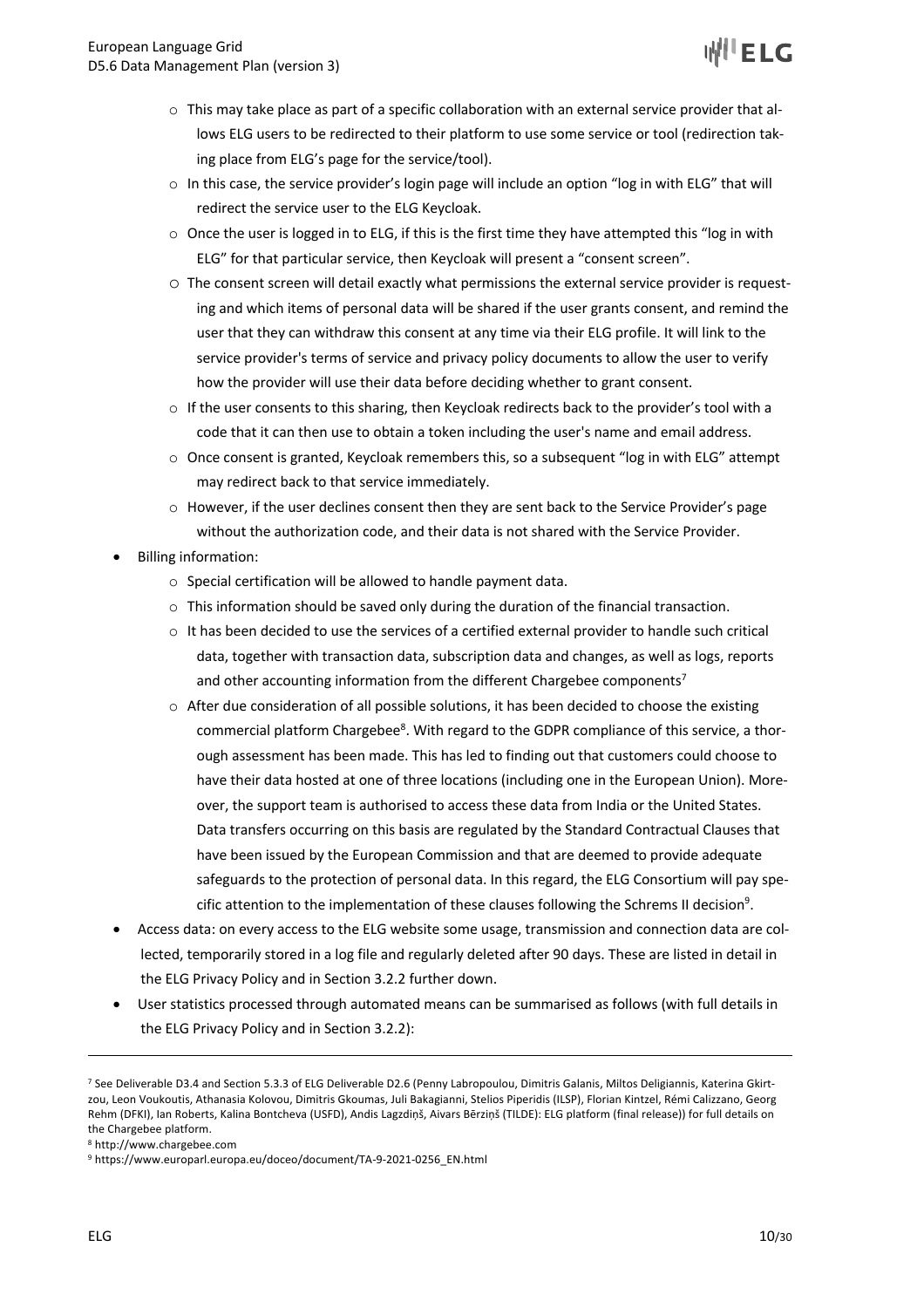- This may take place as part of a specific collaboration with an external service provider that allows ELG users to be redirected to their platform to use some service or tool (redirection taking place from ELG's page for the service/tool).
    - In this case, the service provider's login page will include an option "log in with ELG" that will redirect the service user to the ELG Keycloak.
    - Once the user is logged in to ELG, if this is the first time they have attempted this "log in with ELG" for that particular service, then Keycloak will present a "consent screen".
    - The consent screen will detail exactly what permissions the external service provider is requesting and which items of personal data will be shared if the user grants consent, and remind the user that they can withdraw this consent at any time via their ELG profile. It will link to the service provider's terms of service and privacy policy documents to allow the user to verify how the provider will use their data before deciding whether to grant consent.
    - If the user consents to this sharing, then Keycloak redirects back to the provider's tool with a code that it can then use to obtain a token including the user's name and email address.
    - Once consent is granted, Keycloak remembers this, so a subsequent "log in with ELG" attempt may redirect back to that service immediately.
    - However, if the user declines consent then they are sent back to the Service Provider's page without the authorization code, and their data is not shared with the Service Provider.
- Billing information:
    - Special certification will be allowed to handle payment data.
    - This information should be saved only during the duration of the financial transaction.
    - It has been decided to use the services of a certified external provider to handle such critical data, together with transaction data, subscription data and changes, as well as logs, reports and other accounting information from the different Chargebee components[7]
    - After due consideration of all possible solutions, it has been decided to choose the existing commercial platform Chargebee[8]. With regard to the GDPR compliance of this service, a thorough assessment has been made. This has led to finding out that customers could choose to have their data hosted at one of three locations (including one in the European Union). Moreover, the support team is authorised to access these data from India or the United States. Data transfers occurring on this basis are regulated by the Standard Contractual Clauses that have been issued by the European Commission and that are deemed to provide adequate safeguards to the protection of personal data. In this regard, the ELG Consortium will pay specific attention to the implementation of these clauses following the Schrems II decision[9].
- Access data: on every access to the ELG website some usage, transmission and connection data are collected, temporarily stored in a log file and regularly deleted after 90 days. These are listed in detail in the ELG Privacy Policy and in Section 3.2.2 further down.
- User statistics processed through automated means can be summarised as follows (with full details in the ELG Privacy Policy and in Section 3.2.2):

---

[7] See Deliverable D3.4 and Section 5.3.3 of ELG Deliverable D2.6 (Penny Labropoulou, Dimitris Galanis, Miltos Deligiannis, Katerina Gkirtzou, Leon Voukoutis, Athanasia Kolovou, Dimitris Gkoumas, Juli Bakagianni, Stelios Piperidis (ILSP), Florian Kintzel, Rémi Calizzano, Georg Rehm (DFKI), Ian Roberts, Kalina Bontcheva (USFD), Andis Lagzdiņš, Aivars Bērziņš (TILDE): ELG platform (final release)) for full details on the Chargebee platform.

[8] http://www.chargebee.com

[9] https://www.europarl.europa.eu/doceo/document/TA-9-2021-0256_EN.html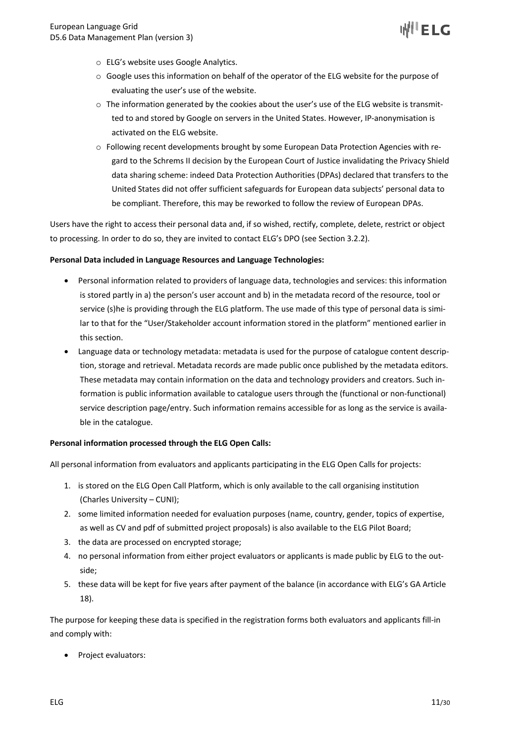- ELG's website uses Google Analytics.
- Google uses this information on behalf of the operator of the ELG website for the purpose of evaluating the user's use of the website.
- The information generated by the cookies about the user's use of the ELG website is transmitted to and stored by Google on servers in the United States. However, IP-anonymisation is activated on the ELG website.
- Following recent developments brought by some European Data Protection Agencies with regard to the Schrems II decision by the European Court of Justice invalidating the Privacy Shield data sharing scheme: indeed Data Protection Authorities (DPAs) declared that transfers to the United States did not offer sufficient safeguards for European data subjects' personal data to be compliant. Therefore, this may be reworked to follow the review of European DPAs.

Users have the right to access their personal data and, if so wished, rectify, complete, delete, restrict or object to processing. In order to do so, they are invited to contact ELG's DPO (see Section 3.2.2).

**Personal Data included in Language Resources and Language Technologies:**

- Personal information related to providers of language data, technologies and services: this information is stored partly in a) the person's user account and b) in the metadata record of the resource, tool or service (s)he is providing through the ELG platform. The use made of this type of personal data is similar to that for the "User/Stakeholder account information stored in the platform" mentioned earlier in this section.
- Language data or technology metadata: metadata is used for the purpose of catalogue content description, storage and retrieval. Metadata records are made public once published by the metadata editors. These metadata may contain information on the data and technology providers and creators. Such information is public information available to catalogue users through the (functional or non-functional) service description page/entry. Such information remains accessible for as long as the service is available in the catalogue.

**Personal information processed through the ELG Open Calls:**

All personal information from evaluators and applicants participating in the ELG Open Calls for projects:

1. is stored on the ELG Open Call Platform, which is only available to the call organising institution (Charles University – CUNI);
2. some limited information needed for evaluation purposes (name, country, gender, topics of expertise, as well as CV and pdf of submitted project proposals) is also available to the ELG Pilot Board;
3. the data are processed on encrypted storage;
4. no personal information from either project evaluators or applicants is made public by ELG to the outside;
5. these data will be kept for five years after payment of the balance (in accordance with ELG's GA Article 18).

The purpose for keeping these data is specified in the registration forms both evaluators and applicants fill-in and comply with:

- Project evaluators: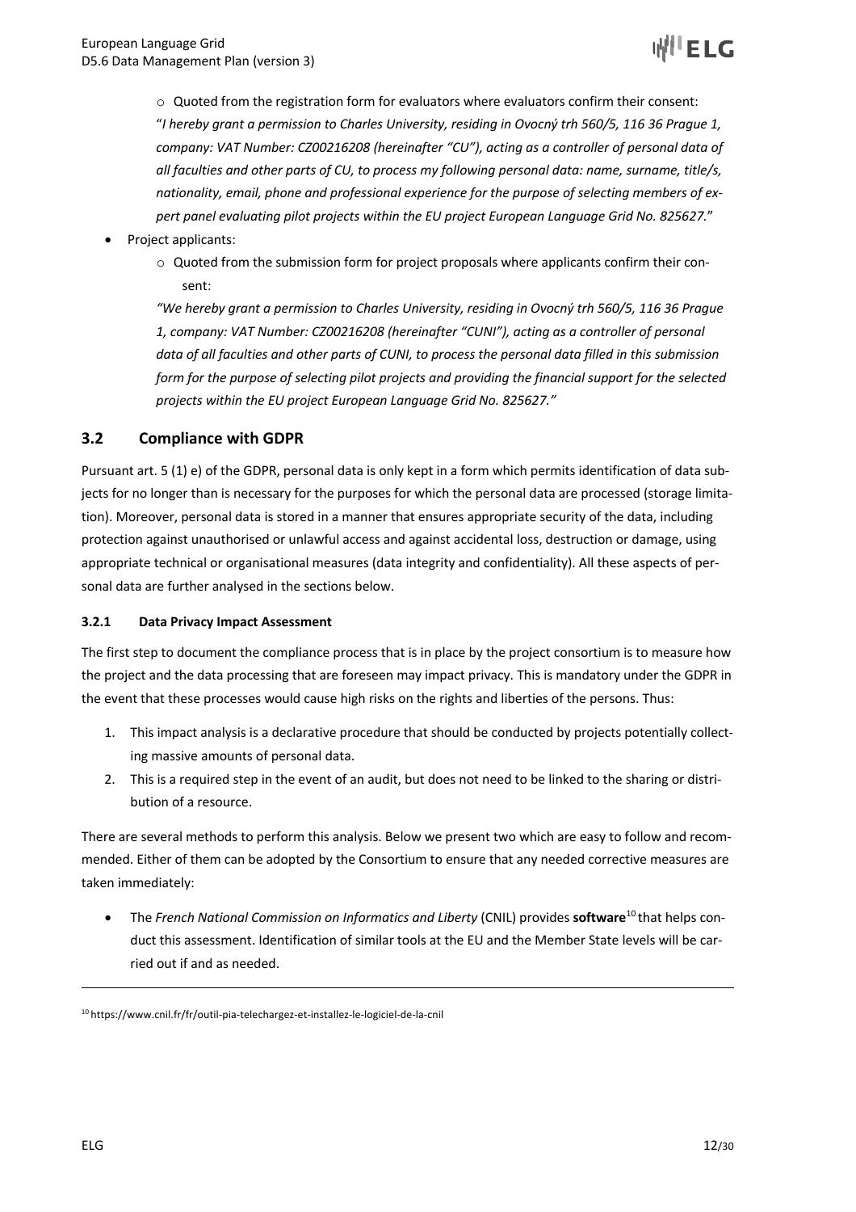- Quoted from the registration form for evaluators where evaluators confirm their consent: "*I hereby grant a permission to Charles University, residing in Ovocný trh 560/5, 116 36 Prague 1, company: VAT Number: CZ00216208 (hereinafter "CU"), acting as a controller of personal data of all faculties and other parts of CU, to process my following personal data: name, surname, title/s, nationality, email, phone and professional experience for the purpose of selecting members of expert panel evaluating pilot projects within the EU project European Language Grid No. 825627.*"

- Project applicants:
  - Quoted from the submission form for project proposals where applicants confirm their consent:

    *"We hereby grant a permission to Charles University, residing in Ovocný trh 560/5, 116 36 Prague 1, company: VAT Number: CZ00216208 (hereinafter "CUNI"), acting as a controller of personal data of all faculties and other parts of CUNI, to process the personal data filled in this submission form for the purpose of selecting pilot projects and providing the financial support for the selected projects within the EU project European Language Grid No. 825627."*

## 3.2 Compliance with GDPR

Pursuant art. 5 (1) e) of the GDPR, personal data is only kept in a form which permits identification of data subjects for no longer than is necessary for the purposes for which the personal data are processed (storage limitation). Moreover, personal data is stored in a manner that ensures appropriate security of the data, including protection against unauthorised or unlawful access and against accidental loss, destruction or damage, using appropriate technical or organisational measures (data integrity and confidentiality). All these aspects of personal data are further analysed in the sections below.

### 3.2.1 Data Privacy Impact Assessment

The first step to document the compliance process that is in place by the project consortium is to measure how the project and the data processing that are foreseen may impact privacy. This is mandatory under the GDPR in the event that these processes would cause high risks on the rights and liberties of the persons. Thus:

1. This impact analysis is a declarative procedure that should be conducted by projects potentially collecting massive amounts of personal data.
2. This is a required step in the event of an audit, but does not need to be linked to the sharing or distribution of a resource.

There are several methods to perform this analysis. Below we present two which are easy to follow and recommended. Either of them can be adopted by the Consortium to ensure that any needed corrective measures are taken immediately:

- The *French National Commission on Informatics and Liberty* (CNIL) provides **software**[10] that helps conduct this assessment. Identification of similar tools at the EU and the Member State levels will be carried out if and as needed.

[10] https://www.cnil.fr/fr/outil-pia-telechargez-et-installez-le-logiciel-de-la-cnil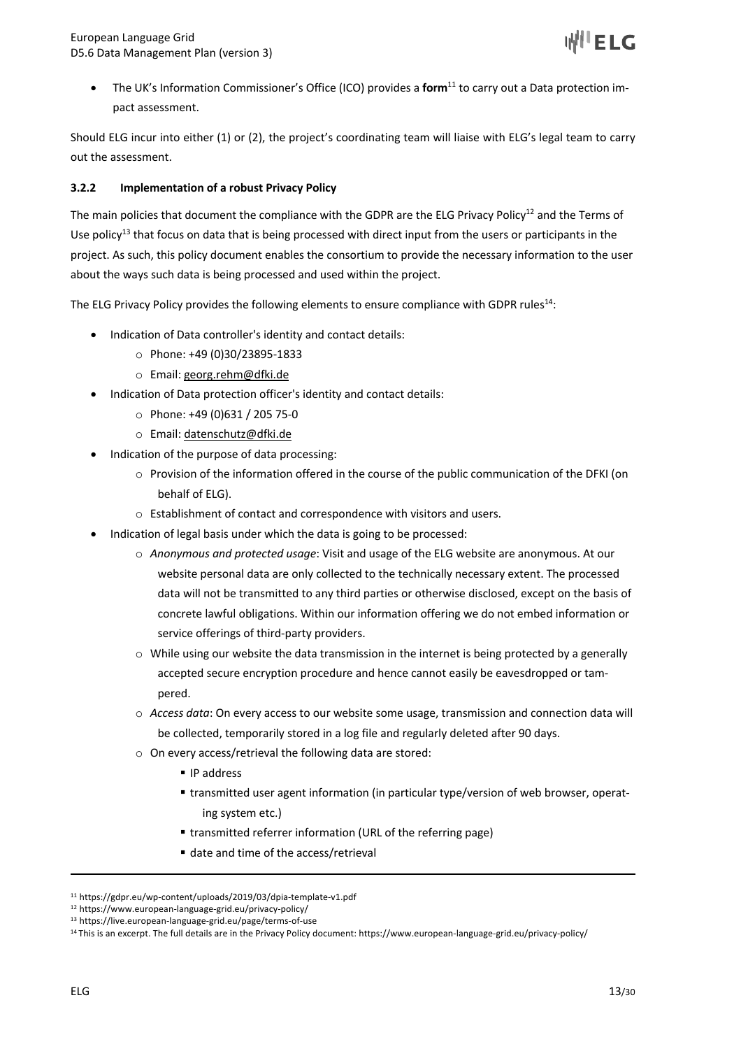- The UK's Information Commissioner's Office (ICO) provides a **form**[11] to carry out a Data protection impact assessment.

Should ELG incur into either (1) or (2), the project's coordinating team will liaise with ELG's legal team to carry out the assessment.

### 3.2.2 Implementation of a robust Privacy Policy

The main policies that document the compliance with the GDPR are the ELG Privacy Policy[12] and the Terms of Use policy[13] that focus on data that is being processed with direct input from the users or participants in the project. As such, this policy document enables the consortium to provide the necessary information to the user about the ways such data is being processed and used within the project.

The ELG Privacy Policy provides the following elements to ensure compliance with GDPR rules[14]:

- Indication of Data controller's identity and contact details:
  - Phone: +49 (0)30/23895-1833
  - Email: georg.rehm@dfki.de
- Indication of Data protection officer's identity and contact details:
  - Phone: +49 (0)631 / 205 75-0
  - Email: datenschutz@dfki.de
- Indication of the purpose of data processing:
  - Provision of the information offered in the course of the public communication of the DFKI (on behalf of ELG).
  - Establishment of contact and correspondence with visitors and users.
- Indication of legal basis under which the data is going to be processed:
  - *Anonymous and protected usage*: Visit and usage of the ELG website are anonymous. At our website personal data are only collected to the technically necessary extent. The processed data will not be transmitted to any third parties or otherwise disclosed, except on the basis of concrete lawful obligations. Within our information offering we do not embed information or service offerings of third-party providers.
  - While using our website the data transmission in the internet is being protected by a generally accepted secure encryption procedure and hence cannot easily be eavesdropped or tampered.
  - *Access data*: On every access to our website some usage, transmission and connection data will be collected, temporarily stored in a log file and regularly deleted after 90 days.
  - On every access/retrieval the following data are stored:
    - IP address
    - transmitted user agent information (in particular type/version of web browser, operating system etc.)
    - transmitted referrer information (URL of the referring page)
    - date and time of the access/retrieval

---

[11] https://gdpr.eu/wp-content/uploads/2019/03/dpia-template-v1.pdf

[12] https://www.european-language-grid.eu/privacy-policy/

[13] https://live.european-language-grid.eu/page/terms-of-use

[14] This is an excerpt. The full details are in the Privacy Policy document: https://www.european-language-grid.eu/privacy-policy/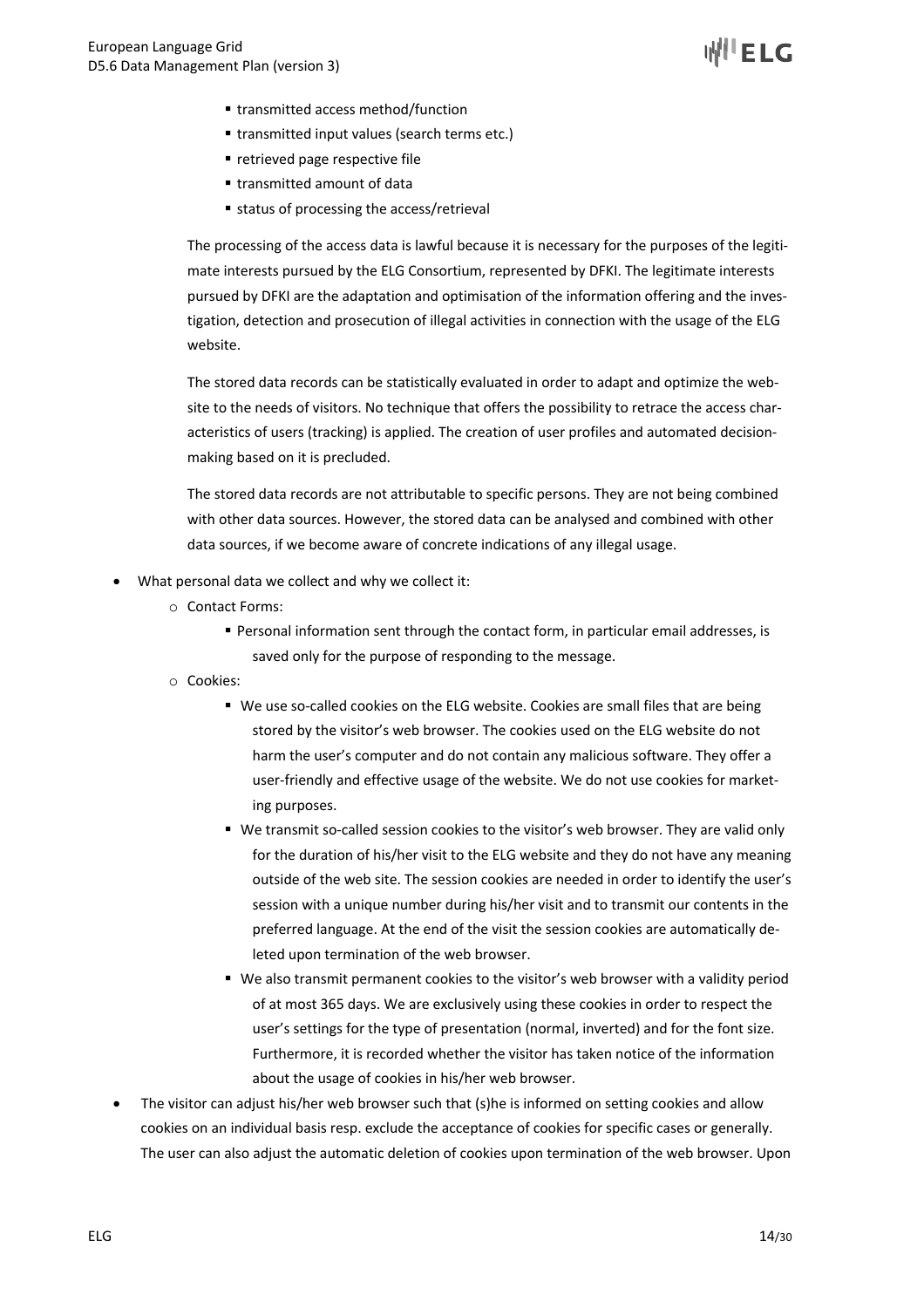- transmitted access method/function
    - transmitted input values (search terms etc.)
    - retrieved page respective file
    - transmitted amount of data
    - status of processing the access/retrieval

  The processing of the access data is lawful because it is necessary for the purposes of the legitimate interests pursued by the ELG Consortium, represented by DFKI. The legitimate interests pursued by DFKI are the adaptation and optimisation of the information offering and the investigation, detection and prosecution of illegal activities in connection with the usage of the ELG website.

  The stored data records can be statistically evaluated in order to adapt and optimize the website to the needs of visitors. No technique that offers the possibility to retrace the access characteristics of users (tracking) is applied. The creation of user profiles and automated decision-making based on it is precluded.

  The stored data records are not attributable to specific persons. They are not being combined with other data sources. However, the stored data can be analysed and combined with other data sources, if we become aware of concrete indications of any illegal usage.

- What personal data we collect and why we collect it:
  - Contact Forms:
    - Personal information sent through the contact form, in particular email addresses, is saved only for the purpose of responding to the message.
  - Cookies:
    - We use so-called cookies on the ELG website. Cookies are small files that are being stored by the visitor's web browser. The cookies used on the ELG website do not harm the user's computer and do not contain any malicious software. They offer a user-friendly and effective usage of the website. We do not use cookies for marketing purposes.
    - We transmit so-called session cookies to the visitor's web browser. They are valid only for the duration of his/her visit to the ELG website and they do not have any meaning outside of the web site. The session cookies are needed in order to identify the user's session with a unique number during his/her visit and to transmit our contents in the preferred language. At the end of the visit the session cookies are automatically deleted upon termination of the web browser.
    - We also transmit permanent cookies to the visitor's web browser with a validity period of at most 365 days. We are exclusively using these cookies in order to respect the user's settings for the type of presentation (normal, inverted) and for the font size. Furthermore, it is recorded whether the visitor has taken notice of the information about the usage of cookies in his/her web browser.
- The visitor can adjust his/her web browser such that (s)he is informed on setting cookies and allow cookies on an individual basis resp. exclude the acceptance of cookies for specific cases or generally. The user can also adjust the automatic deletion of cookies upon termination of the web browser. Upon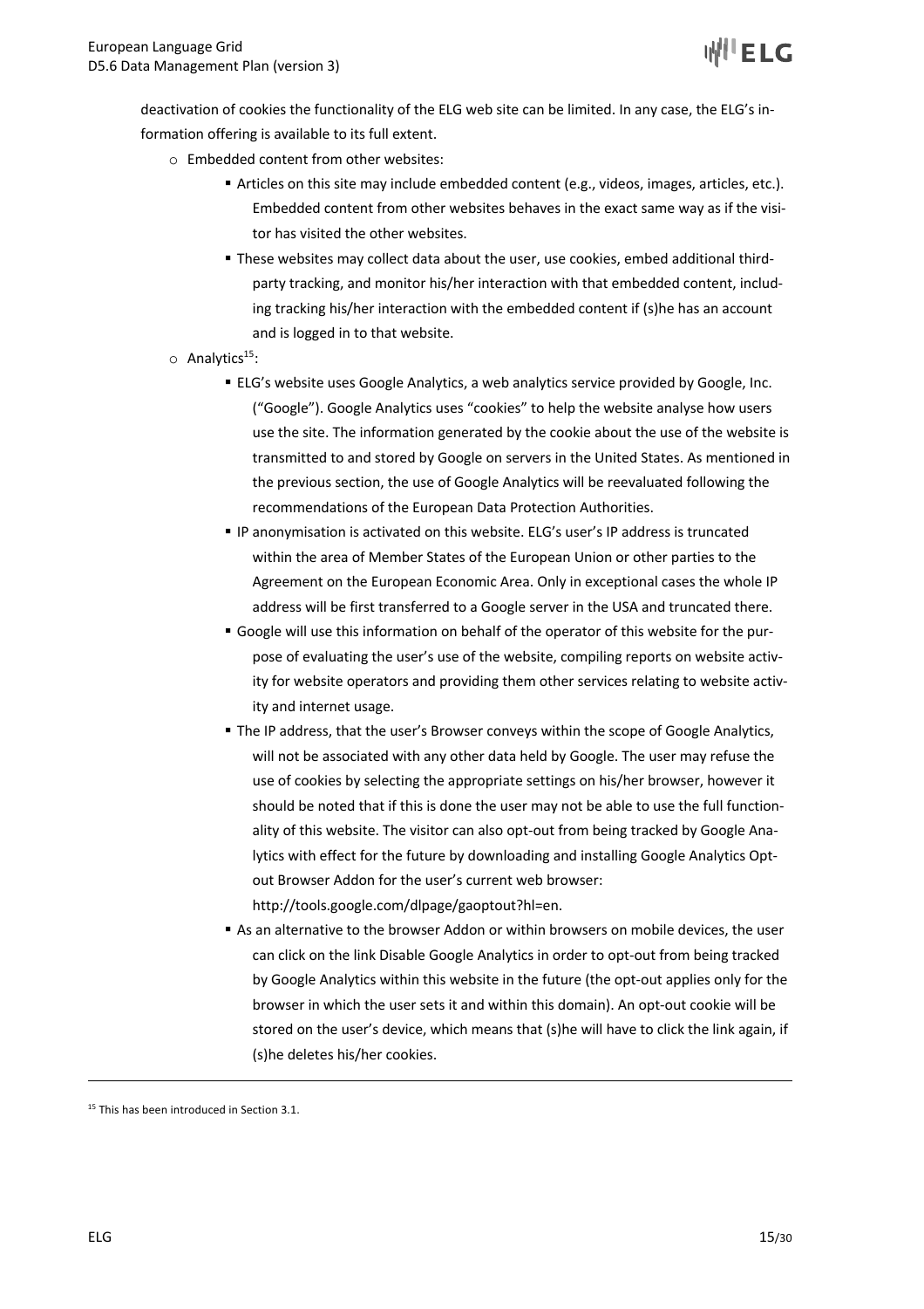deactivation of cookies the functionality of the ELG web site can be limited. In any case, the ELG's information offering is available to its full extent.

- Embedded content from other websites:
  - Articles on this site may include embedded content (e.g., videos, images, articles, etc.). Embedded content from other websites behaves in the exact same way as if the visitor has visited the other websites.
  - These websites may collect data about the user, use cookies, embed additional third-party tracking, and monitor his/her interaction with that embedded content, including tracking his/her interaction with the embedded content if (s)he has an account and is logged in to that website.
- Analytics[15]:
  - ELG's website uses Google Analytics, a web analytics service provided by Google, Inc. ("Google"). Google Analytics uses "cookies" to help the website analyse how users use the site. The information generated by the cookie about the use of the website is transmitted to and stored by Google on servers in the United States. As mentioned in the previous section, the use of Google Analytics will be reevaluated following the recommendations of the European Data Protection Authorities.
  - IP anonymisation is activated on this website. ELG's user's IP address is truncated within the area of Member States of the European Union or other parties to the Agreement on the European Economic Area. Only in exceptional cases the whole IP address will be first transferred to a Google server in the USA and truncated there.
  - Google will use this information on behalf of the operator of this website for the purpose of evaluating the user's use of the website, compiling reports on website activity for website operators and providing them other services relating to website activity and internet usage.
  - The IP address, that the user's Browser conveys within the scope of Google Analytics, will not be associated with any other data held by Google. The user may refuse the use of cookies by selecting the appropriate settings on his/her browser, however it should be noted that if this is done the user may not be able to use the full functionality of this website. The visitor can also opt-out from being tracked by Google Analytics with effect for the future by downloading and installing Google Analytics Opt-out Browser Addon for the user's current web browser: http://tools.google.com/dlpage/gaoptout?hl=en.
  - As an alternative to the browser Addon or within browsers on mobile devices, the user can click on the link Disable Google Analytics in order to opt-out from being tracked by Google Analytics within this website in the future (the opt-out applies only for the browser in which the user sets it and within this domain). An opt-out cookie will be stored on the user's device, which means that (s)he will have to click the link again, if (s)he deletes his/her cookies.

---

[15] This has been introduced in Section 3.1.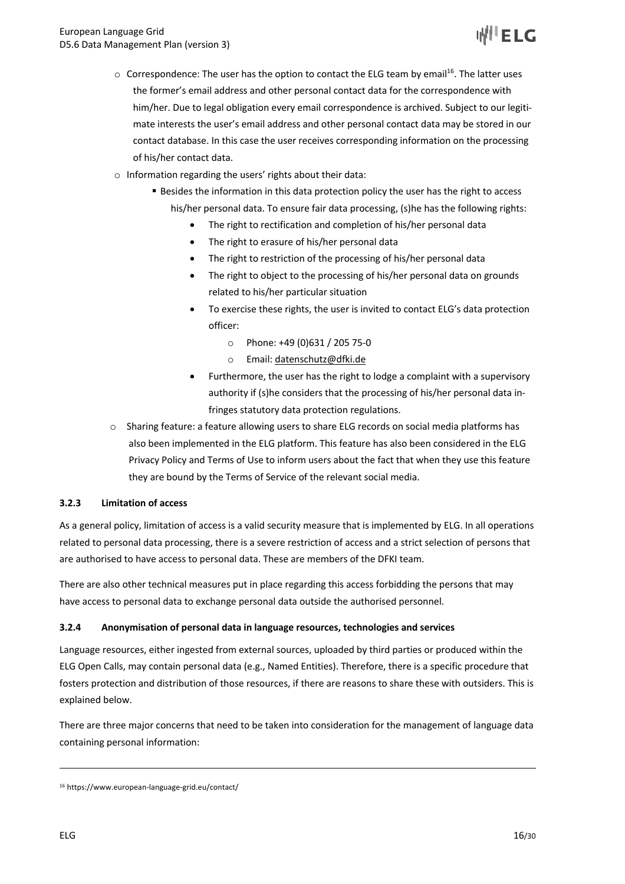- Correspondence: The user has the option to contact the ELG team by email[16]. The latter uses the former's email address and other personal contact data for the correspondence with him/her. Due to legal obligation every email correspondence is archived. Subject to our legitimate interests the user's email address and other personal contact data may be stored in our contact database. In this case the user receives corresponding information on the processing of his/her contact data.
- Information regarding the users' rights about their data:
  - Besides the information in this data protection policy the user has the right to access his/her personal data. To ensure fair data processing, (s)he has the following rights:
    - The right to rectification and completion of his/her personal data
    - The right to erasure of his/her personal data
    - The right to restriction of the processing of his/her personal data
    - The right to object to the processing of his/her personal data on grounds related to his/her particular situation
    - To exercise these rights, the user is invited to contact ELG's data protection officer:
      - Phone: +49 (0)631 / 205 75-0
      - Email: datenschutz@dfki.de
    - Furthermore, the user has the right to lodge a complaint with a supervisory authority if (s)he considers that the processing of his/her personal data infringes statutory data protection regulations.
- Sharing feature: a feature allowing users to share ELG records on social media platforms has also been implemented in the ELG platform. This feature has also been considered in the ELG Privacy Policy and Terms of Use to inform users about the fact that when they use this feature they are bound by the Terms of Service of the relevant social media.

### 3.2.3 Limitation of access

As a general policy, limitation of access is a valid security measure that is implemented by ELG. In all operations related to personal data processing, there is a severe restriction of access and a strict selection of persons that are authorised to have access to personal data. These are members of the DFKI team.

There are also other technical measures put in place regarding this access forbidding the persons that may have access to personal data to exchange personal data outside the authorised personnel.

### 3.2.4 Anonymisation of personal data in language resources, technologies and services

Language resources, either ingested from external sources, uploaded by third parties or produced within the ELG Open Calls, may contain personal data (e.g., Named Entities). Therefore, there is a specific procedure that fosters protection and distribution of those resources, if there are reasons to share these with outsiders. This is explained below.

There are three major concerns that need to be taken into consideration for the management of language data containing personal information:

[16] https://www.european-language-grid.eu/contact/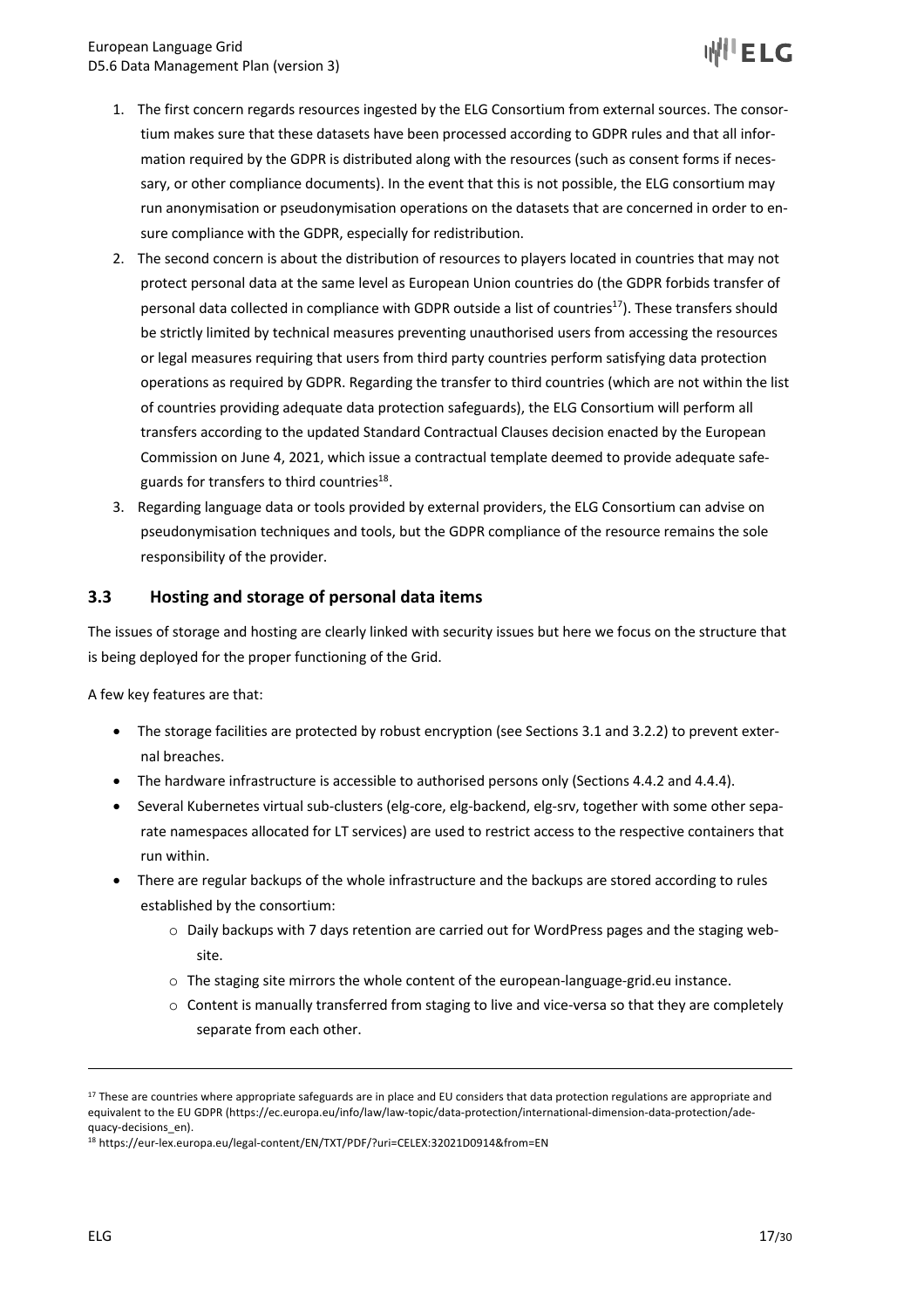1. The first concern regards resources ingested by the ELG Consortium from external sources. The consortium makes sure that these datasets have been processed according to GDPR rules and that all information required by the GDPR is distributed along with the resources (such as consent forms if necessary, or other compliance documents). In the event that this is not possible, the ELG consortium may run anonymisation or pseudonymisation operations on the datasets that are concerned in order to ensure compliance with the GDPR, especially for redistribution.
2. The second concern is about the distribution of resources to players located in countries that may not protect personal data at the same level as European Union countries do (the GDPR forbids transfer of personal data collected in compliance with GDPR outside a list of countries[17]). These transfers should be strictly limited by technical measures preventing unauthorised users from accessing the resources or legal measures requiring that users from third party countries perform satisfying data protection operations as required by GDPR. Regarding the transfer to third countries (which are not within the list of countries providing adequate data protection safeguards), the ELG Consortium will perform all transfers according to the updated Standard Contractual Clauses decision enacted by the European Commission on June 4, 2021, which issue a contractual template deemed to provide adequate safeguards for transfers to third countries[18].
3. Regarding language data or tools provided by external providers, the ELG Consortium can advise on pseudonymisation techniques and tools, but the GDPR compliance of the resource remains the sole responsibility of the provider.

## 3.3 Hosting and storage of personal data items

The issues of storage and hosting are clearly linked with security issues but here we focus on the structure that is being deployed for the proper functioning of the Grid.

A few key features are that:

- The storage facilities are protected by robust encryption (see Sections 3.1 and 3.2.2) to prevent external breaches.
- The hardware infrastructure is accessible to authorised persons only (Sections 4.4.2 and 4.4.4).
- Several Kubernetes virtual sub-clusters (elg-core, elg-backend, elg-srv, together with some other separate namespaces allocated for LT services) are used to restrict access to the respective containers that run within.
- There are regular backups of the whole infrastructure and the backups are stored according to rules established by the consortium:
    - Daily backups with 7 days retention are carried out for WordPress pages and the staging website.
    - The staging site mirrors the whole content of the european-language-grid.eu instance.
    - Content is manually transferred from staging to live and vice-versa so that they are completely separate from each other.

---

[17] These are countries where appropriate safeguards are in place and EU considers that data protection regulations are appropriate and equivalent to the EU GDPR (https://ec.europa.eu/info/law/law-topic/data-protection/international-dimension-data-protection/adequacy-decisions_en).

[18] https://eur-lex.europa.eu/legal-content/EN/TXT/PDF/?uri=CELEX:32021D0914&from=EN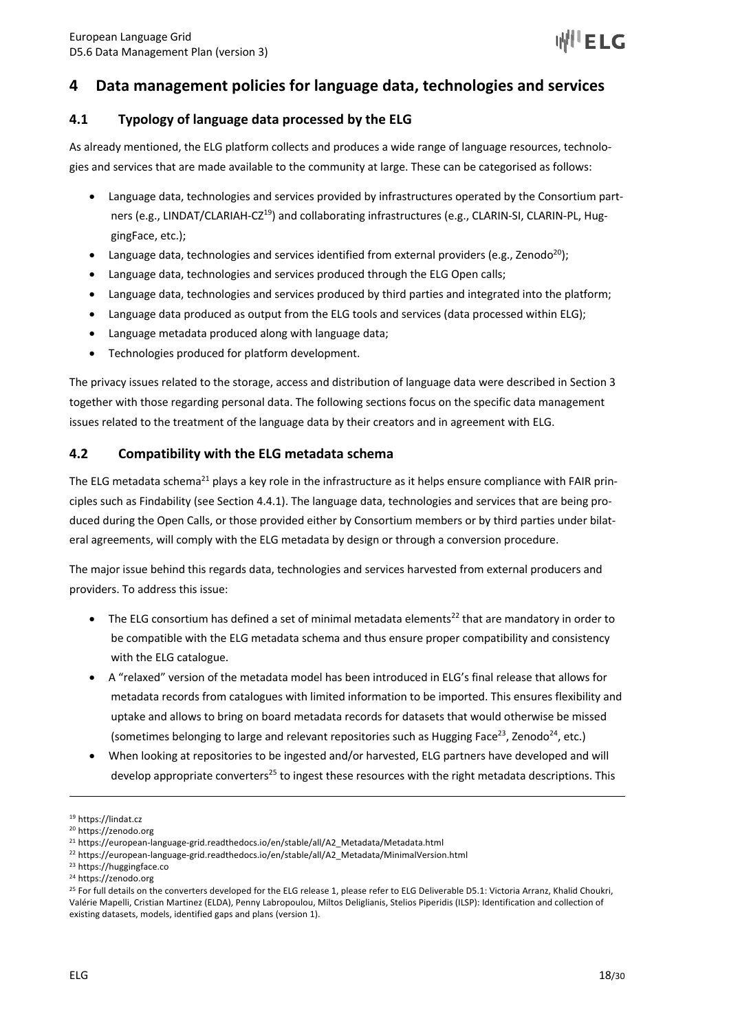# 4 Data management policies for language data, technologies and services

## 4.1 Typology of language data processed by the ELG

As already mentioned, the ELG platform collects and produces a wide range of language resources, technologies and services that are made available to the community at large. These can be categorised as follows:

- Language data, technologies and services provided by infrastructures operated by the Consortium partners (e.g., LINDAT/CLARIAH-CZ[19]) and collaborating infrastructures (e.g., CLARIN-SI, CLARIN-PL, HuggingFace, etc.);
- Language data, technologies and services identified from external providers (e.g., Zenodo[20]);
- Language data, technologies and services produced through the ELG Open calls;
- Language data, technologies and services produced by third parties and integrated into the platform;
- Language data produced as output from the ELG tools and services (data processed within ELG);
- Language metadata produced along with language data;
- Technologies produced for platform development.

The privacy issues related to the storage, access and distribution of language data were described in Section 3 together with those regarding personal data. The following sections focus on the specific data management issues related to the treatment of the language data by their creators and in agreement with ELG.

## 4.2 Compatibility with the ELG metadata schema

The ELG metadata schema[21] plays a key role in the infrastructure as it helps ensure compliance with FAIR principles such as Findability (see Section 4.4.1). The language data, technologies and services that are being produced during the Open Calls, or those provided either by Consortium members or by third parties under bilateral agreements, will comply with the ELG metadata by design or through a conversion procedure.

The major issue behind this regards data, technologies and services harvested from external producers and providers. To address this issue:

- The ELG consortium has defined a set of minimal metadata elements[22] that are mandatory in order to be compatible with the ELG metadata schema and thus ensure proper compatibility and consistency with the ELG catalogue.
- A "relaxed" version of the metadata model has been introduced in ELG's final release that allows for metadata records from catalogues with limited information to be imported. This ensures flexibility and uptake and allows to bring on board metadata records for datasets that would otherwise be missed (sometimes belonging to large and relevant repositories such as Hugging Face[23], Zenodo[24], etc.)
- When looking at repositories to be ingested and/or harvested, ELG partners have developed and will develop appropriate converters[25] to ingest these resources with the right metadata descriptions. This

[19] https://lindat.cz
[20] https://zenodo.org
[21] https://european-language-grid.readthedocs.io/en/stable/all/A2_Metadata/Metadata.html
[22] https://european-language-grid.readthedocs.io/en/stable/all/A2_Metadata/MinimalVersion.html
[23] https://huggingface.co
[24] https://zenodo.org
[25] For full details on the converters developed for the ELG release 1, please refer to ELG Deliverable D5.1: Victoria Arranz, Khalid Choukri, Valérie Mapelli, Cristian Martinez (ELDA), Penny Labropoulou, Miltos Deliglianis, Stelios Piperidis (ILSP): Identification and collection of existing datasets, models, identified gaps and plans (version 1).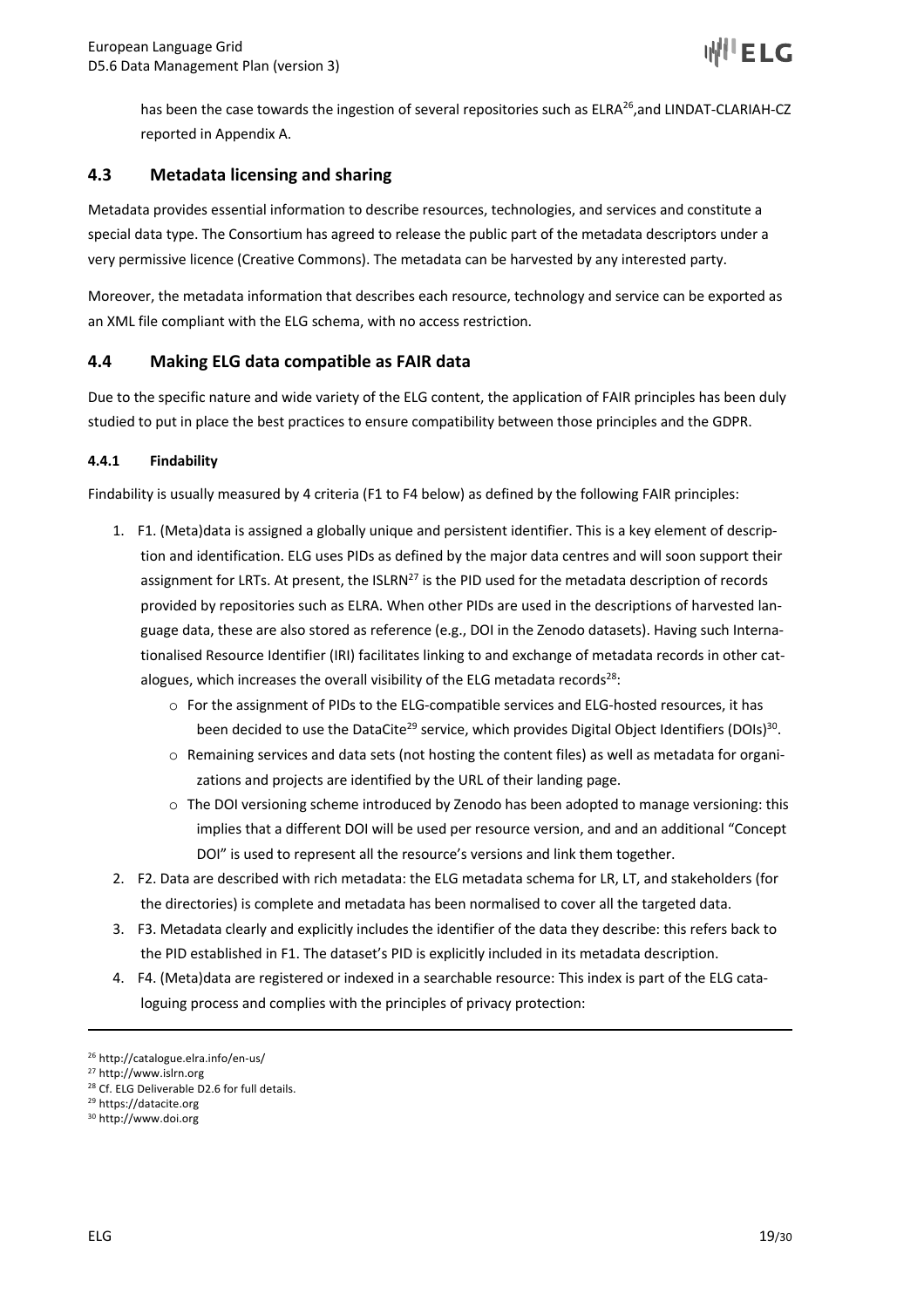has been the case towards the ingestion of several repositories such as ELRA[26],and LINDAT-CLARIAH-CZ reported in Appendix A.

## 4.3 Metadata licensing and sharing

Metadata provides essential information to describe resources, technologies, and services and constitute a special data type. The Consortium has agreed to release the public part of the metadata descriptors under a very permissive licence (Creative Commons). The metadata can be harvested by any interested party.

Moreover, the metadata information that describes each resource, technology and service can be exported as an XML file compliant with the ELG schema, with no access restriction.

## 4.4 Making ELG data compatible as FAIR data

Due to the specific nature and wide variety of the ELG content, the application of FAIR principles has been duly studied to put in place the best practices to ensure compatibility between those principles and the GDPR.

### 4.4.1 Findability

Findability is usually measured by 4 criteria (F1 to F4 below) as defined by the following FAIR principles:

1. F1. (Meta)data is assigned a globally unique and persistent identifier. This is a key element of description and identification. ELG uses PIDs as defined by the major data centres and will soon support their assignment for LRTs. At present, the ISLRN[27] is the PID used for the metadata description of records provided by repositories such as ELRA. When other PIDs are used in the descriptions of harvested language data, these are also stored as reference (e.g., DOI in the Zenodo datasets). Having such Internationalised Resource Identifier (IRI) facilitates linking to and exchange of metadata records in other catalogues, which increases the overall visibility of the ELG metadata records[28]:
   - For the assignment of PIDs to the ELG-compatible services and ELG-hosted resources, it has been decided to use the DataCite[29] service, which provides Digital Object Identifiers (DOIs)[30].
   - Remaining services and data sets (not hosting the content files) as well as metadata for organizations and projects are identified by the URL of their landing page.
   - The DOI versioning scheme introduced by Zenodo has been adopted to manage versioning: this implies that a different DOI will be used per resource version, and and an additional "Concept DOI" is used to represent all the resource's versions and link them together.
2. F2. Data are described with rich metadata: the ELG metadata schema for LR, LT, and stakeholders (for the directories) is complete and metadata has been normalised to cover all the targeted data.
3. F3. Metadata clearly and explicitly includes the identifier of the data they describe: this refers back to the PID established in F1. The dataset's PID is explicitly included in its metadata description.
4. F4. (Meta)data are registered or indexed in a searchable resource: This index is part of the ELG cataloguing process and complies with the principles of privacy protection:

---

[26] http://catalogue.elra.info/en-us/

[27] http://www.islrn.org

[28] Cf. ELG Deliverable D2.6 for full details.

[29] https://datacite.org

[30] http://www.doi.org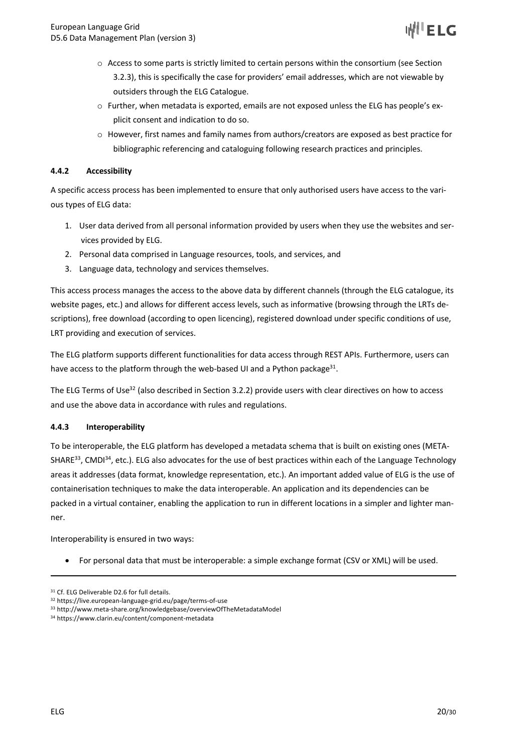- Access to some parts is strictly limited to certain persons within the consortium (see Section 3.2.3), this is specifically the case for providers' email addresses, which are not viewable by outsiders through the ELG Catalogue.
  - Further, when metadata is exported, emails are not exposed unless the ELG has people's explicit consent and indication to do so.
  - However, first names and family names from authors/creators are exposed as best practice for bibliographic referencing and cataloguing following research practices and principles.

#### 4.4.2 Accessibility

A specific access process has been implemented to ensure that only authorised users have access to the various types of ELG data:

1. User data derived from all personal information provided by users when they use the websites and services provided by ELG.
2. Personal data comprised in Language resources, tools, and services, and
3. Language data, technology and services themselves.

This access process manages the access to the above data by different channels (through the ELG catalogue, its website pages, etc.) and allows for different access levels, such as informative (browsing through the LRTs descriptions), free download (according to open licencing), registered download under specific conditions of use, LRT providing and execution of services.

The ELG platform supports different functionalities for data access through REST APIs. Furthermore, users can have access to the platform through the web-based UI and a Python package[31].

The ELG Terms of Use[32] (also described in Section 3.2.2) provide users with clear directives on how to access and use the above data in accordance with rules and regulations.

#### 4.4.3 Interoperability

To be interoperable, the ELG platform has developed a metadata schema that is built on existing ones (META-SHARE[33], CMDI[34], etc.). ELG also advocates for the use of best practices within each of the Language Technology areas it addresses (data format, knowledge representation, etc.). An important added value of ELG is the use of containerisation techniques to make the data interoperable. An application and its dependencies can be packed in a virtual container, enabling the application to run in different locations in a simpler and lighter manner.

Interoperability is ensured in two ways:

- For personal data that must be interoperable: a simple exchange format (CSV or XML) will be used.

---

[31] Cf. ELG Deliverable D2.6 for full details.

[32] https://live.european-language-grid.eu/page/terms-of-use

[33] http://www.meta-share.org/knowledgebase/overviewOfTheMetadataModel

[34] https://www.clarin.eu/content/component-metadata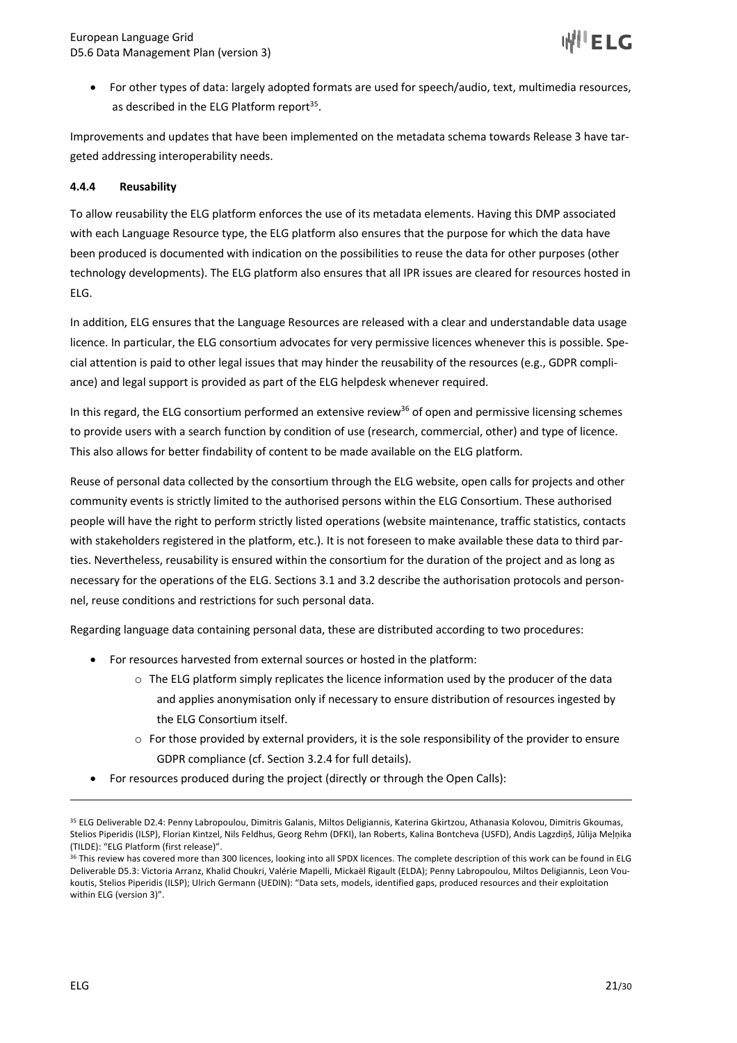- For other types of data: largely adopted formats are used for speech/audio, text, multimedia resources, as described in the ELG Platform report[35].

Improvements and updates that have been implemented on the metadata schema towards Release 3 have targeted addressing interoperability needs.

#### 4.4.4 Reusability

To allow reusability the ELG platform enforces the use of its metadata elements. Having this DMP associated with each Language Resource type, the ELG platform also ensures that the purpose for which the data have been produced is documented with indication on the possibilities to reuse the data for other purposes (other technology developments). The ELG platform also ensures that all IPR issues are cleared for resources hosted in ELG.

In addition, ELG ensures that the Language Resources are released with a clear and understandable data usage licence. In particular, the ELG consortium advocates for very permissive licences whenever this is possible. Special attention is paid to other legal issues that may hinder the reusability of the resources (e.g., GDPR compliance) and legal support is provided as part of the ELG helpdesk whenever required.

In this regard, the ELG consortium performed an extensive review[36] of open and permissive licensing schemes to provide users with a search function by condition of use (research, commercial, other) and type of licence. This also allows for better findability of content to be made available on the ELG platform.

Reuse of personal data collected by the consortium through the ELG website, open calls for projects and other community events is strictly limited to the authorised persons within the ELG Consortium. These authorised people will have the right to perform strictly listed operations (website maintenance, traffic statistics, contacts with stakeholders registered in the platform, etc.). It is not foreseen to make available these data to third parties. Nevertheless, reusability is ensured within the consortium for the duration of the project and as long as necessary for the operations of the ELG. Sections 3.1 and 3.2 describe the authorisation protocols and personnel, reuse conditions and restrictions for such personal data.

Regarding language data containing personal data, these are distributed according to two procedures:

- For resources harvested from external sources or hosted in the platform:
  - The ELG platform simply replicates the licence information used by the producer of the data and applies anonymisation only if necessary to ensure distribution of resources ingested by the ELG Consortium itself.
  - For those provided by external providers, it is the sole responsibility of the provider to ensure GDPR compliance (cf. Section 3.2.4 for full details).
- For resources produced during the project (directly or through the Open Calls):

---

[35] ELG Deliverable D2.4: Penny Labropoulou, Dimitris Galanis, Miltos Deligiannis, Katerina Gkirtzou, Athanasia Kolovou, Dimitris Gkoumas, Stelios Piperidis (ILSP), Florian Kintzel, Nils Feldhus, Georg Rehm (DFKI), Ian Roberts, Kalina Bontcheva (USFD), Andis Lagzdiņš, Jūlija Meļņika (TILDE): "ELG Platform (first release)".

[36] This review has covered more than 300 licences, looking into all SPDX licences. The complete description of this work can be found in ELG Deliverable D5.3: Victoria Arranz, Khalid Choukri, Valérie Mapelli, Mickaël Rigault (ELDA); Penny Labropoulou, Miltos Deligiannis, Leon Voukoutis, Stelios Piperidis (ILSP); Ulrich Germann (UEDIN): "Data sets, models, identified gaps, produced resources and their exploitation within ELG (version 3)".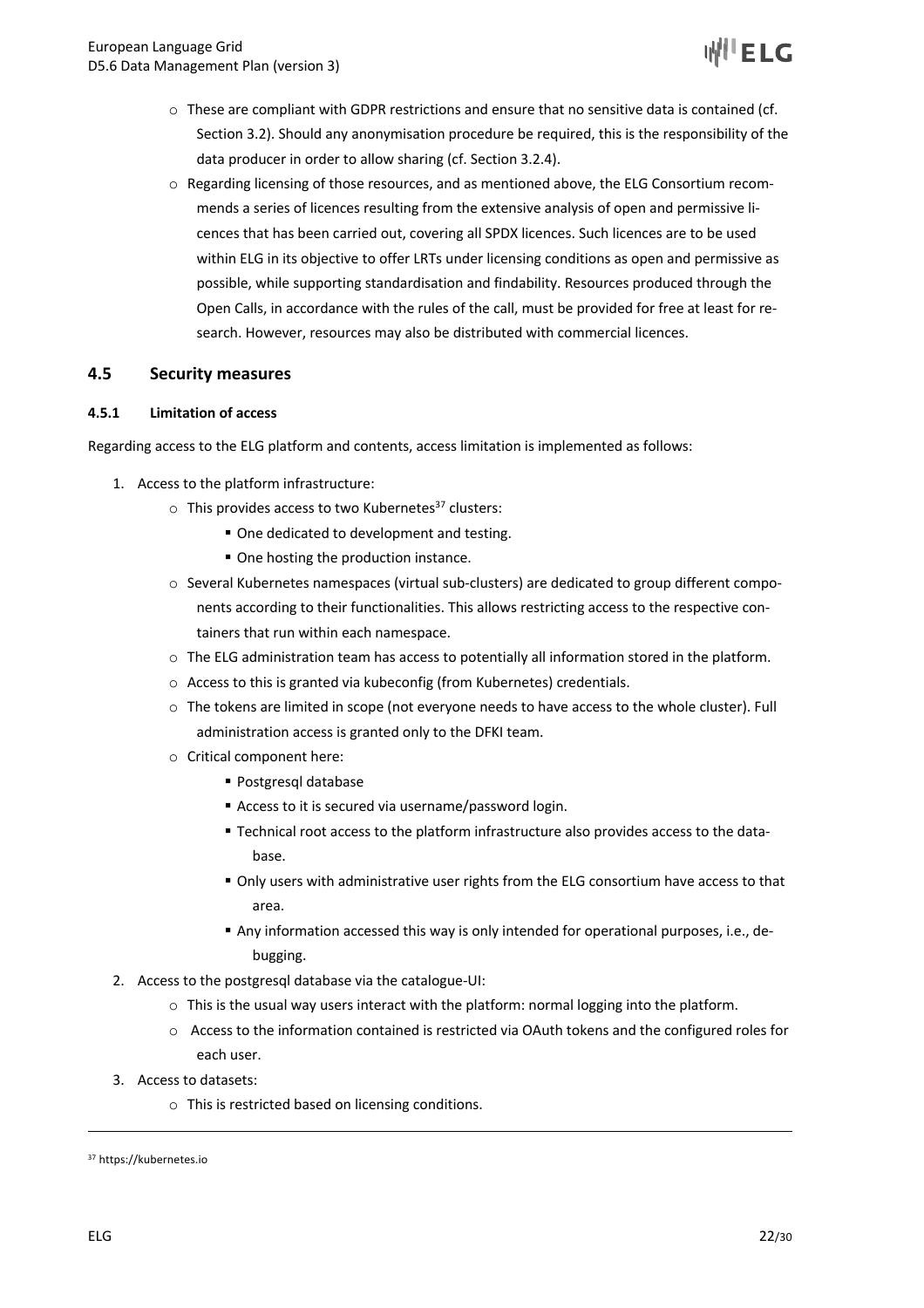- These are compliant with GDPR restrictions and ensure that no sensitive data is contained (cf. Section 3.2). Should any anonymisation procedure be required, this is the responsibility of the data producer in order to allow sharing (cf. Section 3.2.4).
- Regarding licensing of those resources, and as mentioned above, the ELG Consortium recommends a series of licences resulting from the extensive analysis of open and permissive licences that has been carried out, covering all SPDX licences. Such licences are to be used within ELG in its objective to offer LRTs under licensing conditions as open and permissive as possible, while supporting standardisation and findability. Resources produced through the Open Calls, in accordance with the rules of the call, must be provided for free at least for research. However, resources may also be distributed with commercial licences.

## 4.5 Security measures

### 4.5.1 Limitation of access

Regarding access to the ELG platform and contents, access limitation is implemented as follows:

1. Access to the platform infrastructure:
   - This provides access to two Kubernetes[37] clusters:
     - One dedicated to development and testing.
     - One hosting the production instance.
   - Several Kubernetes namespaces (virtual sub-clusters) are dedicated to group different components according to their functionalities. This allows restricting access to the respective containers that run within each namespace.
   - The ELG administration team has access to potentially all information stored in the platform.
   - Access to this is granted via kubeconfig (from Kubernetes) credentials.
   - The tokens are limited in scope (not everyone needs to have access to the whole cluster). Full administration access is granted only to the DFKI team.
   - Critical component here:
     - Postgresql database
     - Access to it is secured via username/password login.
     - Technical root access to the platform infrastructure also provides access to the database.
     - Only users with administrative user rights from the ELG consortium have access to that area.
     - Any information accessed this way is only intended for operational purposes, i.e., debugging.
2. Access to the postgresql database via the catalogue-UI:
   - This is the usual way users interact with the platform: normal logging into the platform.
   - Access to the information contained is restricted via OAuth tokens and the configured roles for each user.
3. Access to datasets:
   - This is restricted based on licensing conditions.

[37] https://kubernetes.io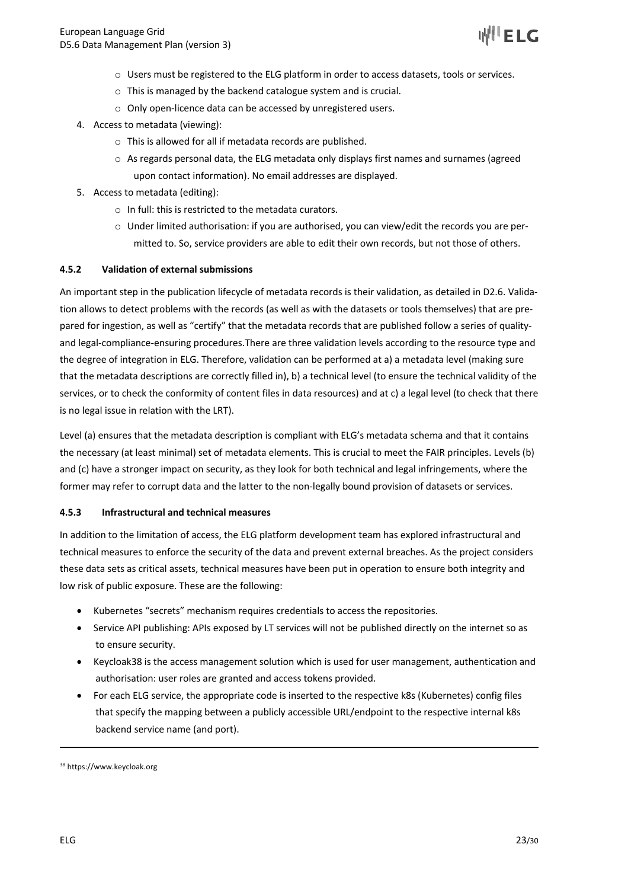- Users must be registered to the ELG platform in order to access datasets, tools or services.
- This is managed by the backend catalogue system and is crucial.
- Only open-licence data can be accessed by unregistered users.

4. Access to metadata (viewing):
   - This is allowed for all if metadata records are published.
   - As regards personal data, the ELG metadata only displays first names and surnames (agreed upon contact information). No email addresses are displayed.
5. Access to metadata (editing):
   - In full: this is restricted to the metadata curators.
   - Under limited authorisation: if you are authorised, you can view/edit the records you are permitted to. So, service providers are able to edit their own records, but not those of others.

### 4.5.2 Validation of external submissions

An important step in the publication lifecycle of metadata records is their validation, as detailed in D2.6. Validation allows to detect problems with the records (as well as with the datasets or tools themselves) that are prepared for ingestion, as well as "certify" that the metadata records that are published follow a series of quality- and legal-compliance-ensuring procedures.There are three validation levels according to the resource type and the degree of integration in ELG. Therefore, validation can be performed at a) a metadata level (making sure that the metadata descriptions are correctly filled in), b) a technical level (to ensure the technical validity of the services, or to check the conformity of content files in data resources) and at c) a legal level (to check that there is no legal issue in relation with the LRT).

Level (a) ensures that the metadata description is compliant with ELG's metadata schema and that it contains the necessary (at least minimal) set of metadata elements. This is crucial to meet the FAIR principles. Levels (b) and (c) have a stronger impact on security, as they look for both technical and legal infringements, where the former may refer to corrupt data and the latter to the non-legally bound provision of datasets or services.

### 4.5.3 Infrastructural and technical measures

In addition to the limitation of access, the ELG platform development team has explored infrastructural and technical measures to enforce the security of the data and prevent external breaches. As the project considers these data sets as critical assets, technical measures have been put in operation to ensure both integrity and low risk of public exposure. These are the following:

- Kubernetes "secrets" mechanism requires credentials to access the repositories.
- Service API publishing: APIs exposed by LT services will not be published directly on the internet so as to ensure security.
- Keycloak[38] is the access management solution which is used for user management, authentication and authorisation: user roles are granted and access tokens provided.
- For each ELG service, the appropriate code is inserted to the respective k8s (Kubernetes) config files that specify the mapping between a publicly accessible URL/endpoint to the respective internal k8s backend service name (and port).

[38] https://www.keycloak.org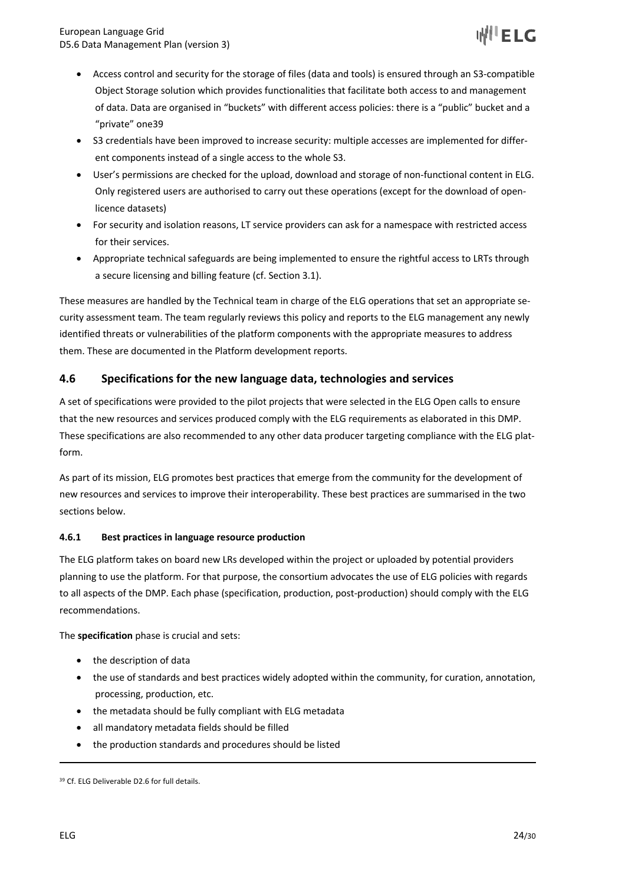- Access control and security for the storage of files (data and tools) is ensured through an S3-compatible Object Storage solution which provides functionalities that facilitate both access to and management of data. Data are organised in "buckets" with different access policies: there is a "public" bucket and a "private" one[39]
- S3 credentials have been improved to increase security: multiple accesses are implemented for different components instead of a single access to the whole S3.
- User's permissions are checked for the upload, download and storage of non-functional content in ELG. Only registered users are authorised to carry out these operations (except for the download of open-licence datasets)
- For security and isolation reasons, LT service providers can ask for a namespace with restricted access for their services.
- Appropriate technical safeguards are being implemented to ensure the rightful access to LRTs through a secure licensing and billing feature (cf. Section 3.1).

These measures are handled by the Technical team in charge of the ELG operations that set an appropriate security assessment team. The team regularly reviews this policy and reports to the ELG management any newly identified threats or vulnerabilities of the platform components with the appropriate measures to address them. These are documented in the Platform development reports.

## 4.6 Specifications for the new language data, technologies and services

A set of specifications were provided to the pilot projects that were selected in the ELG Open calls to ensure that the new resources and services produced comply with the ELG requirements as elaborated in this DMP. These specifications are also recommended to any other data producer targeting compliance with the ELG platform.

As part of its mission, ELG promotes best practices that emerge from the community for the development of new resources and services to improve their interoperability. These best practices are summarised in the two sections below.

### 4.6.1 Best practices in language resource production

The ELG platform takes on board new LRs developed within the project or uploaded by potential providers planning to use the platform. For that purpose, the consortium advocates the use of ELG policies with regards to all aspects of the DMP. Each phase (specification, production, post-production) should comply with the ELG recommendations.

The **specification** phase is crucial and sets:

- the description of data
- the use of standards and best practices widely adopted within the community, for curation, annotation, processing, production, etc.
- the metadata should be fully compliant with ELG metadata
- all mandatory metadata fields should be filled
- the production standards and procedures should be listed

[39] Cf. ELG Deliverable D2.6 for full details.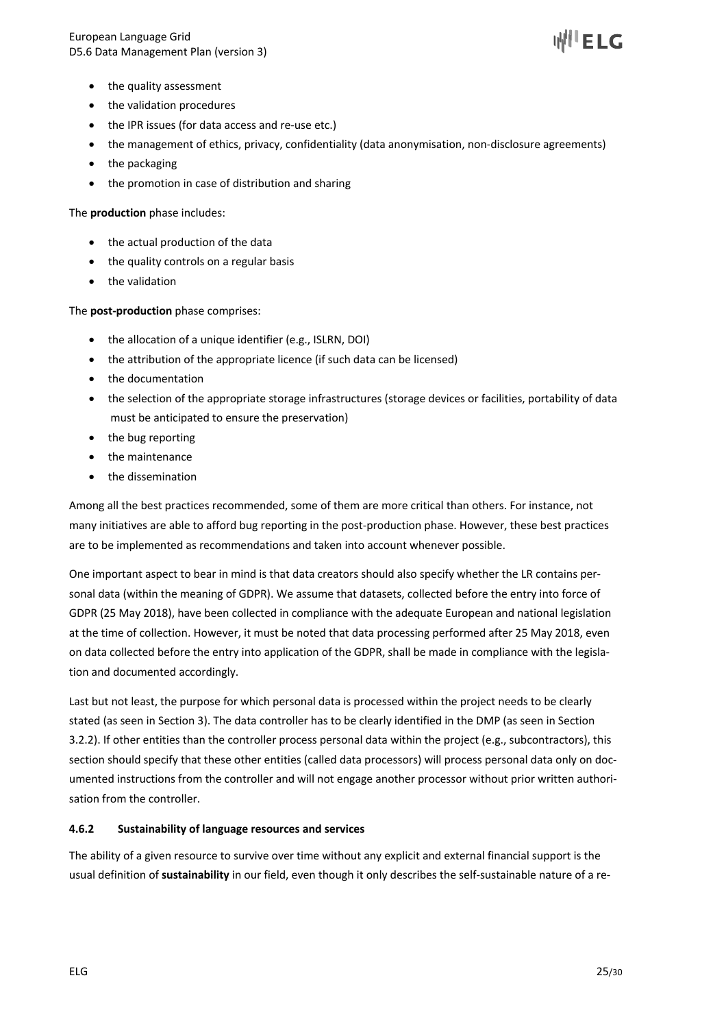- the quality assessment
- the validation procedures
- the IPR issues (for data access and re-use etc.)
- the management of ethics, privacy, confidentiality (data anonymisation, non-disclosure agreements)
- the packaging
- the promotion in case of distribution and sharing

The **production** phase includes:

- the actual production of the data
- the quality controls on a regular basis
- the validation

The **post-production** phase comprises:

- the allocation of a unique identifier (e.g., ISLRN, DOI)
- the attribution of the appropriate licence (if such data can be licensed)
- the documentation
- the selection of the appropriate storage infrastructures (storage devices or facilities, portability of data must be anticipated to ensure the preservation)
- the bug reporting
- the maintenance
- the dissemination

Among all the best practices recommended, some of them are more critical than others. For instance, not many initiatives are able to afford bug reporting in the post-production phase. However, these best practices are to be implemented as recommendations and taken into account whenever possible.

One important aspect to bear in mind is that data creators should also specify whether the LR contains personal data (within the meaning of GDPR). We assume that datasets, collected before the entry into force of GDPR (25 May 2018), have been collected in compliance with the adequate European and national legislation at the time of collection. However, it must be noted that data processing performed after 25 May 2018, even on data collected before the entry into application of the GDPR, shall be made in compliance with the legislation and documented accordingly.

Last but not least, the purpose for which personal data is processed within the project needs to be clearly stated (as seen in Section 3). The data controller has to be clearly identified in the DMP (as seen in Section 3.2.2). If other entities than the controller process personal data within the project (e.g., subcontractors), this section should specify that these other entities (called data processors) will process personal data only on documented instructions from the controller and will not engage another processor without prior written authorisation from the controller.

#### 4.6.2 Sustainability of language resources and services

The ability of a given resource to survive over time without any explicit and external financial support is the usual definition of **sustainability** in our field, even though it only describes the self-sustainable nature of a re-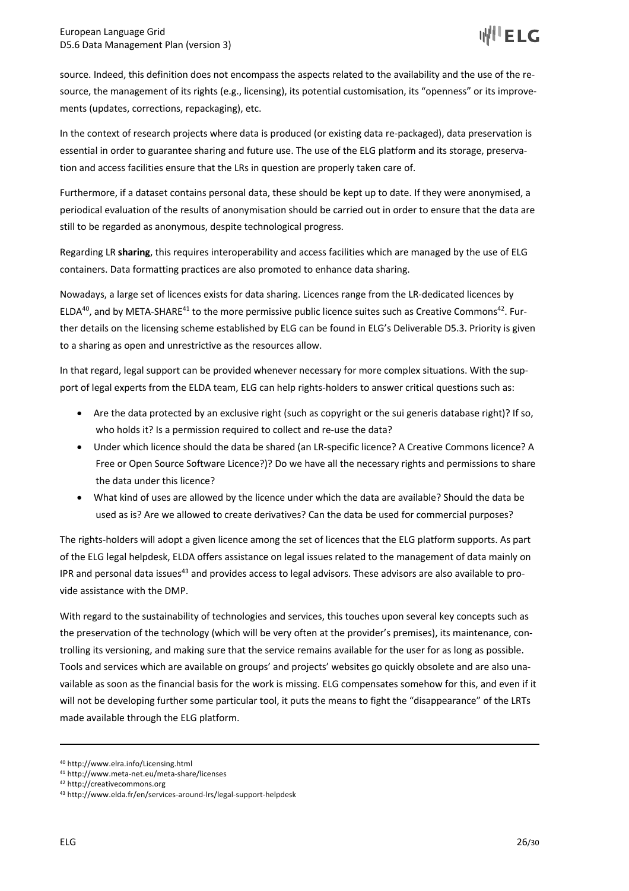source. Indeed, this definition does not encompass the aspects related to the availability and the use of the resource, the management of its rights (e.g., licensing), its potential customisation, its "openness" or its improvements (updates, corrections, repackaging), etc.

In the context of research projects where data is produced (or existing data re-packaged), data preservation is essential in order to guarantee sharing and future use. The use of the ELG platform and its storage, preservation and access facilities ensure that the LRs in question are properly taken care of.

Furthermore, if a dataset contains personal data, these should be kept up to date. If they were anonymised, a periodical evaluation of the results of anonymisation should be carried out in order to ensure that the data are still to be regarded as anonymous, despite technological progress.

Regarding LR **sharing**, this requires interoperability and access facilities which are managed by the use of ELG containers. Data formatting practices are also promoted to enhance data sharing.

Nowadays, a large set of licences exists for data sharing. Licences range from the LR-dedicated licences by ELDA[40], and by META-SHARE[41] to the more permissive public licence suites such as Creative Commons[42]. Further details on the licensing scheme established by ELG can be found in ELG's Deliverable D5.3. Priority is given to a sharing as open and unrestrictive as the resources allow.

In that regard, legal support can be provided whenever necessary for more complex situations. With the support of legal experts from the ELDA team, ELG can help rights-holders to answer critical questions such as:

- Are the data protected by an exclusive right (such as copyright or the sui generis database right)? If so, who holds it? Is a permission required to collect and re-use the data?
- Under which licence should the data be shared (an LR-specific licence? A Creative Commons licence? A Free or Open Source Software Licence?)? Do we have all the necessary rights and permissions to share the data under this licence?
- What kind of uses are allowed by the licence under which the data are available? Should the data be used as is? Are we allowed to create derivatives? Can the data be used for commercial purposes?

The rights-holders will adopt a given licence among the set of licences that the ELG platform supports. As part of the ELG legal helpdesk, ELDA offers assistance on legal issues related to the management of data mainly on IPR and personal data issues[43] and provides access to legal advisors. These advisors are also available to provide assistance with the DMP.

With regard to the sustainability of technologies and services, this touches upon several key concepts such as the preservation of the technology (which will be very often at the provider's premises), its maintenance, controlling its versioning, and making sure that the service remains available for the user for as long as possible. Tools and services which are available on groups' and projects' websites go quickly obsolete and are also unavailable as soon as the financial basis for the work is missing. ELG compensates somehow for this, and even if it will not be developing further some particular tool, it puts the means to fight the "disappearance" of the LRTs made available through the ELG platform.

---

[40] http://www.elra.info/Licensing.html

[41] http://www.meta-net.eu/meta-share/licenses

[42] http://creativecommons.org

[43] http://www.elda.fr/en/services-around-lrs/legal-support-helpdesk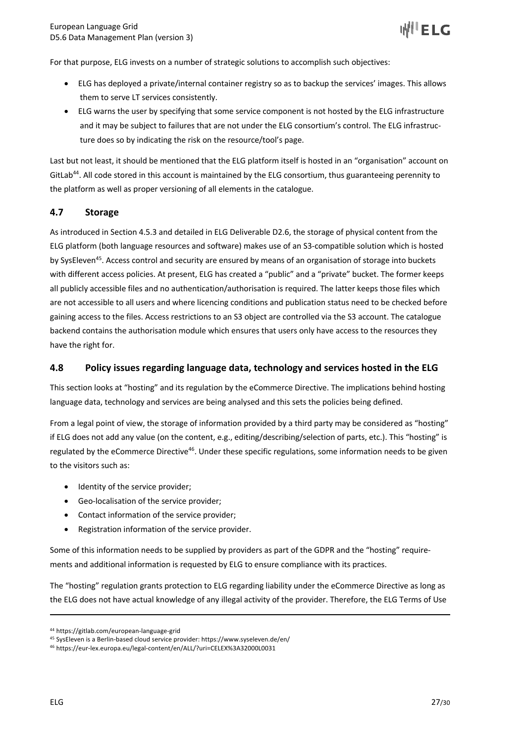For that purpose, ELG invests on a number of strategic solutions to accomplish such objectives:

- ELG has deployed a private/internal container registry so as to backup the services' images. This allows them to serve LT services consistently.
- ELG warns the user by specifying that some service component is not hosted by the ELG infrastructure and it may be subject to failures that are not under the ELG consortium's control. The ELG infrastructure does so by indicating the risk on the resource/tool's page.

Last but not least, it should be mentioned that the ELG platform itself is hosted in an "organisation" account on GitLab[44]. All code stored in this account is maintained by the ELG consortium, thus guaranteeing perennity to the platform as well as proper versioning of all elements in the catalogue.

## 4.7 Storage

As introduced in Section 4.5.3 and detailed in ELG Deliverable D2.6, the storage of physical content from the ELG platform (both language resources and software) makes use of an S3-compatible solution which is hosted by SysEleven[45]. Access control and security are ensured by means of an organisation of storage into buckets with different access policies. At present, ELG has created a "public" and a "private" bucket. The former keeps all publicly accessible files and no authentication/authorisation is required. The latter keeps those files which are not accessible to all users and where licencing conditions and publication status need to be checked before gaining access to the files. Access restrictions to an S3 object are controlled via the S3 account. The catalogue backend contains the authorisation module which ensures that users only have access to the resources they have the right for.

## 4.8 Policy issues regarding language data, technology and services hosted in the ELG

This section looks at "hosting" and its regulation by the eCommerce Directive. The implications behind hosting language data, technology and services are being analysed and this sets the policies being defined.

From a legal point of view, the storage of information provided by a third party may be considered as "hosting" if ELG does not add any value (on the content, e.g., editing/describing/selection of parts, etc.). This "hosting" is regulated by the eCommerce Directive[46]. Under these specific regulations, some information needs to be given to the visitors such as:

- Identity of the service provider;
- Geo-localisation of the service provider;
- Contact information of the service provider;
- Registration information of the service provider.

Some of this information needs to be supplied by providers as part of the GDPR and the "hosting" requirements and additional information is requested by ELG to ensure compliance with its practices.

The "hosting" regulation grants protection to ELG regarding liability under the eCommerce Directive as long as the ELG does not have actual knowledge of any illegal activity of the provider. Therefore, the ELG Terms of Use

[44] https://gitlab.com/european-language-grid

[45] SysEleven is a Berlin-based cloud service provider: https://www.syseleven.de/en/

[46] https://eur-lex.europa.eu/legal-content/en/ALL/?uri=CELEX%3A32000L0031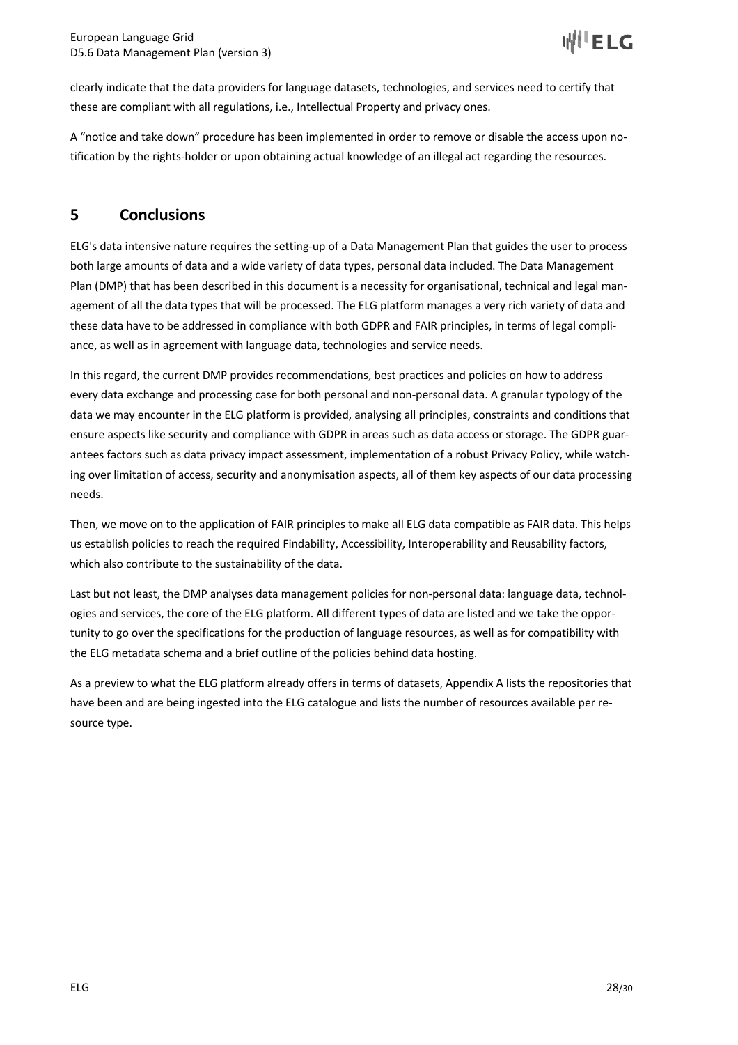clearly indicate that the data providers for language datasets, technologies, and services need to certify that these are compliant with all regulations, i.e., Intellectual Property and privacy ones.

A "notice and take down" procedure has been implemented in order to remove or disable the access upon notification by the rights-holder or upon obtaining actual knowledge of an illegal act regarding the resources.

# 5 Conclusions

ELG's data intensive nature requires the setting-up of a Data Management Plan that guides the user to process both large amounts of data and a wide variety of data types, personal data included. The Data Management Plan (DMP) that has been described in this document is a necessity for organisational, technical and legal management of all the data types that will be processed. The ELG platform manages a very rich variety of data and these data have to be addressed in compliance with both GDPR and FAIR principles, in terms of legal compliance, as well as in agreement with language data, technologies and service needs.

In this regard, the current DMP provides recommendations, best practices and policies on how to address every data exchange and processing case for both personal and non-personal data. A granular typology of the data we may encounter in the ELG platform is provided, analysing all principles, constraints and conditions that ensure aspects like security and compliance with GDPR in areas such as data access or storage. The GDPR guarantees factors such as data privacy impact assessment, implementation of a robust Privacy Policy, while watching over limitation of access, security and anonymisation aspects, all of them key aspects of our data processing needs.

Then, we move on to the application of FAIR principles to make all ELG data compatible as FAIR data. This helps us establish policies to reach the required Findability, Accessibility, Interoperability and Reusability factors, which also contribute to the sustainability of the data.

Last but not least, the DMP analyses data management policies for non-personal data: language data, technologies and services, the core of the ELG platform. All different types of data are listed and we take the opportunity to go over the specifications for the production of language resources, as well as for compatibility with the ELG metadata schema and a brief outline of the policies behind data hosting.

As a preview to what the ELG platform already offers in terms of datasets, Appendix A lists the repositories that have been and are being ingested into the ELG catalogue and lists the number of resources available per resource type.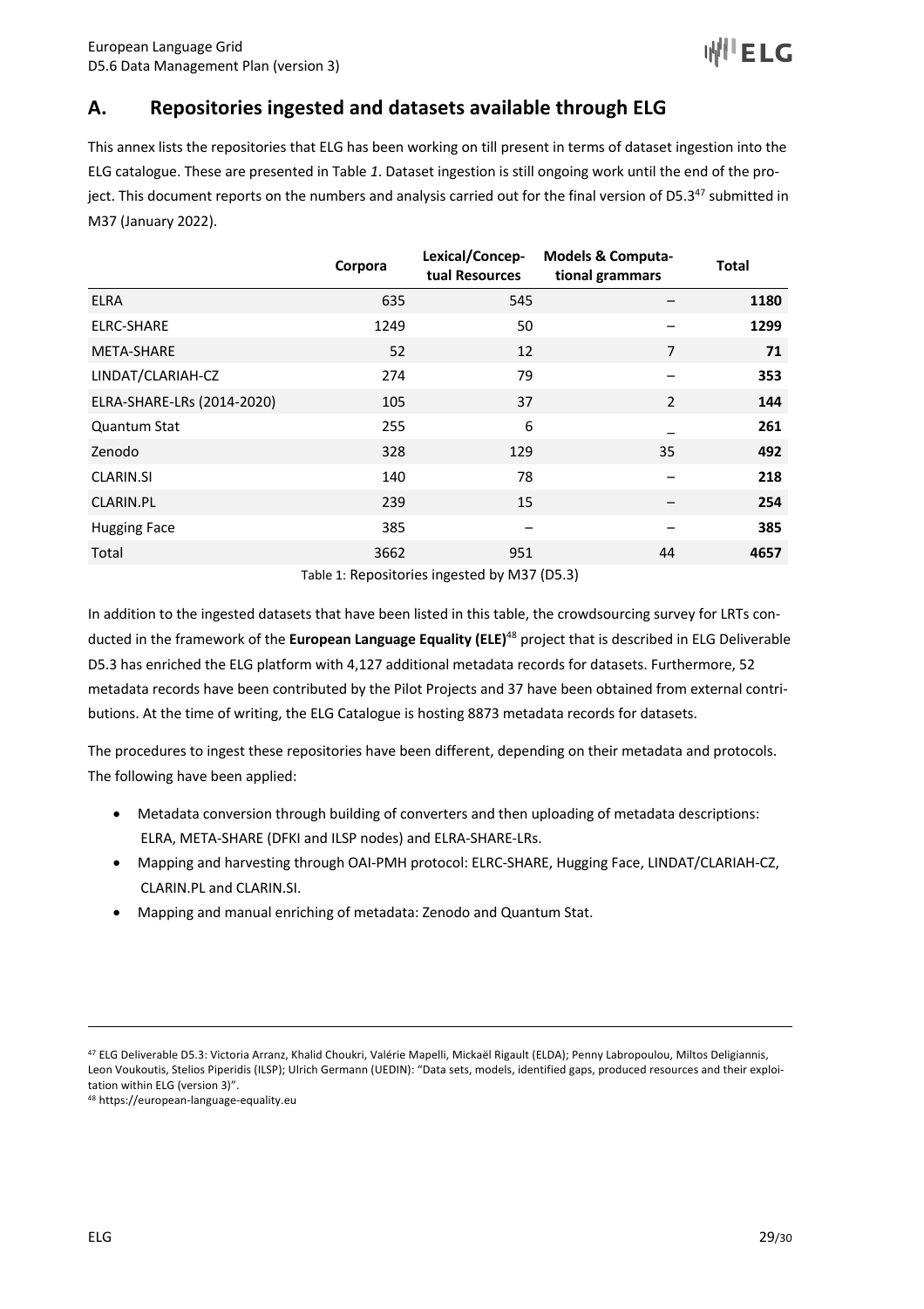## A. Repositories ingested and datasets available through ELG

This annex lists the repositories that ELG has been working on till present in terms of dataset ingestion into the ELG catalogue. These are presented in Table *1*. Dataset ingestion is still ongoing work until the end of the project. This document reports on the numbers and analysis carried out for the final version of D5.3[47] submitted in M37 (January 2022).

| | Corpora | Lexical/Conceptual Resources | Models & Computational grammars | Total |
|---|---|---|---|---|
| ELRA | 635 | 545 | – | **1180** |
| ELRC-SHARE | 1249 | 50 | – | **1299** |
| META-SHARE | 52 | 12 | 7 | **71** |
| LINDAT/CLARIAH-CZ | 274 | 79 | – | **353** |
| ELRA-SHARE-LRs (2014-2020) | 105 | 37 | 2 | **144** |
| Quantum Stat | 255 | 6 | – | **261** |
| Zenodo | 328 | 129 | 35 | **492** |
| CLARIN.SI | 140 | 78 | – | **218** |
| CLARIN.PL | 239 | 15 | – | **254** |
| Hugging Face | 385 | – | – | **385** |
| Total | 3662 | 951 | 44 | **4657** |

Table 1: Repositories ingested by M37 (D5.3)

In addition to the ingested datasets that have been listed in this table, the crowdsourcing survey for LRTs conducted in the framework of the **European Language Equality (ELE)**[48] project that is described in ELG Deliverable D5.3 has enriched the ELG platform with 4,127 additional metadata records for datasets. Furthermore, 52 metadata records have been contributed by the Pilot Projects and 37 have been obtained from external contributions. At the time of writing, the ELG Catalogue is hosting 8873 metadata records for datasets.

The procedures to ingest these repositories have been different, depending on their metadata and protocols. The following have been applied:

- Metadata conversion through building of converters and then uploading of metadata descriptions: ELRA, META-SHARE (DFKI and ILSP nodes) and ELRA-SHARE-LRs.
- Mapping and harvesting through OAI-PMH protocol: ELRC-SHARE, Hugging Face, LINDAT/CLARIAH-CZ, CLARIN.PL and CLARIN.SI.
- Mapping and manual enriching of metadata: Zenodo and Quantum Stat.

---

[47] ELG Deliverable D5.3: Victoria Arranz, Khalid Choukri, Valérie Mapelli, Mickaël Rigault (ELDA); Penny Labropoulou, Miltos Deligiannis, Leon Voukoutis, Stelios Piperidis (ILSP); Ulrich Germann (UEDIN): "Data sets, models, identified gaps, produced resources and their exploitation within ELG (version 3)".

[48] https://european-language-equality.eu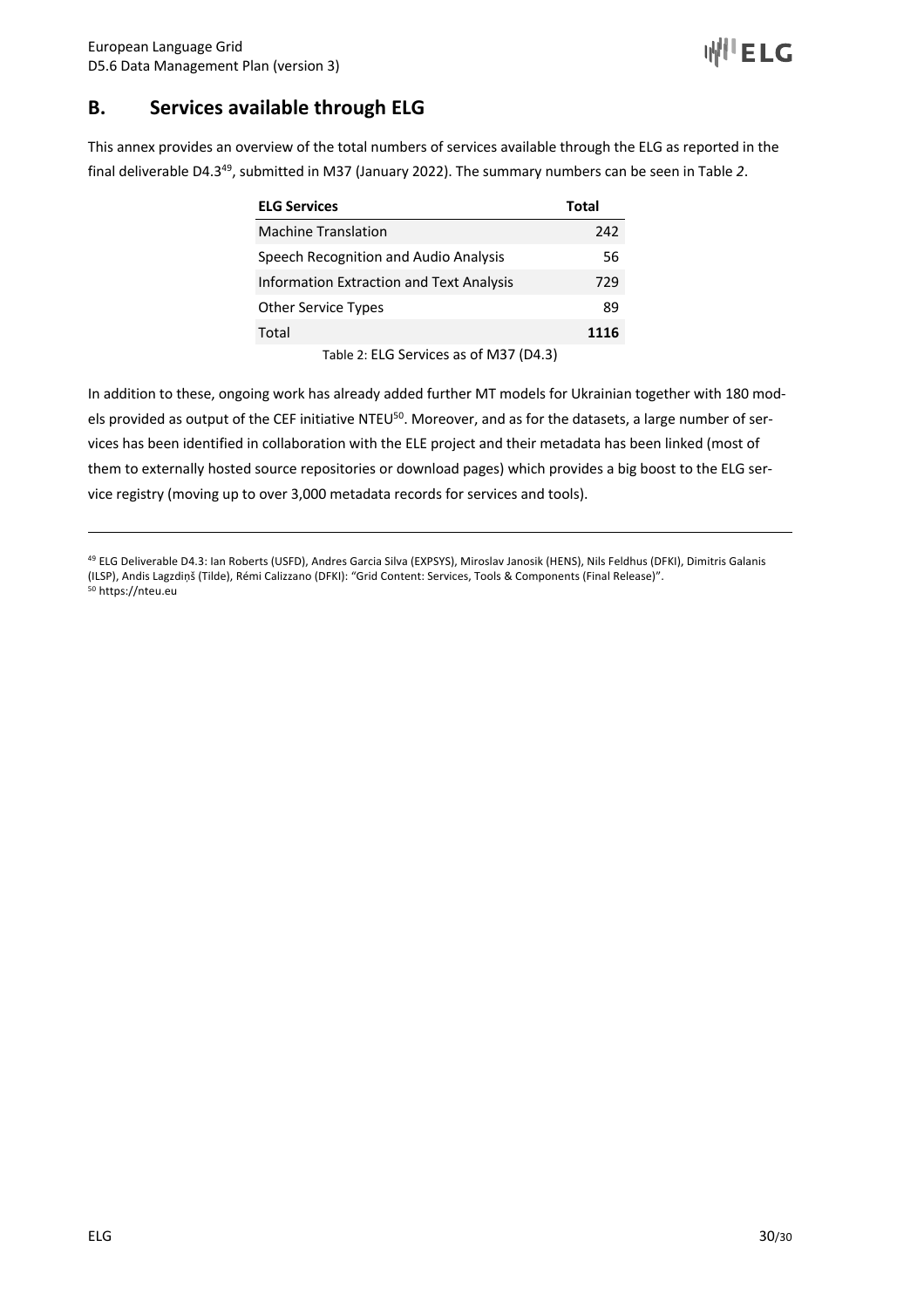## B. Services available through ELG

This annex provides an overview of the total numbers of services available through the ELG as reported in the final deliverable D4.3[49], submitted in M37 (January 2022). The summary numbers can be seen in Table *2*.

| ELG Services | Total |
|---|---|
| Machine Translation | 242 |
| Speech Recognition and Audio Analysis | 56 |
| Information Extraction and Text Analysis | 729 |
| Other Service Types | 89 |
| Total | **1116** |

Table 2: ELG Services as of M37 (D4.3)

In addition to these, ongoing work has already added further MT models for Ukrainian together with 180 models provided as output of the CEF initiative NTEU[50]. Moreover, and as for the datasets, a large number of services has been identified in collaboration with the ELE project and their metadata has been linked (most of them to externally hosted source repositories or download pages) which provides a big boost to the ELG service registry (moving up to over 3,000 metadata records for services and tools).

---

[49] ELG Deliverable D4.3: Ian Roberts (USFD), Andres Garcia Silva (EXPSYS), Miroslav Janosik (HENS), Nils Feldhus (DFKI), Dimitris Galanis (ILSP), Andis Lagzdiņš (Tilde), Rémi Calizzano (DFKI): "Grid Content: Services, Tools & Components (Final Release)".

[50] https://nteu.eu